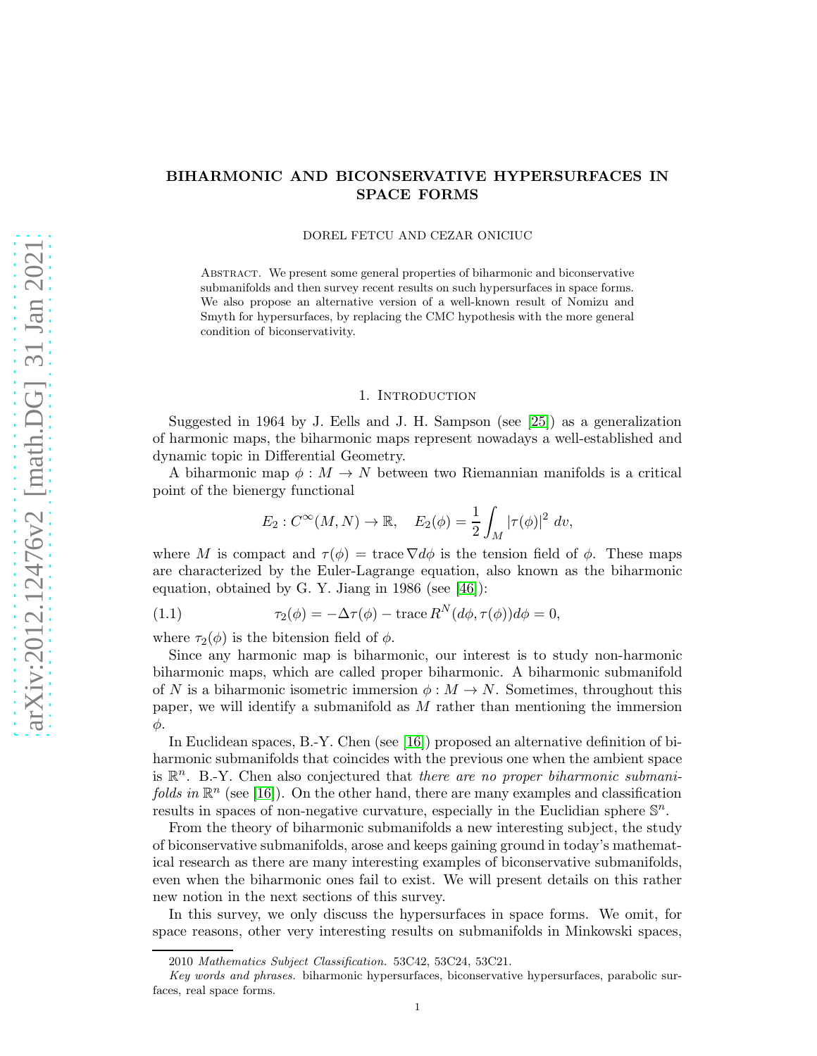# BIHARMONIC AND BICONSERVATIVE HYPERSURFACES IN SPACE FORMS

DOREL FETCU AND CEZAR ONICIUC

Abstract. We present some general properties of biharmonic and biconservative submanifolds and then survey recent results on such hypersurfaces in space forms. We also propose an alternative version of a well-known result of Nomizu and Smyth for hypersurfaces, by replacing the CMC hypothesis with the more general condition of biconservativity.

## 1. Introduction

Suggested in 1964 by J. Eells and J. H. Sampson (see [25]) as a generalization of harmonic maps, the biharmonic maps represent nowadays a well-established and dynamic topic in Differential Geometry.

A biharmonic map $\phi : M \to N$ between two Riemannian manifolds is a critical point of the bienergy functional

$$E_2 : C^\infty(M, N) \to \mathbb{R}, \quad E_2(\phi) = \frac{1}{2}\int_M |\tau(\phi)|^2 \, dv,$$

where $M$ is compact and $\tau(\phi) = \operatorname{trace} \nabla d\phi$ is the tension field of $\phi$. These maps are characterized by the Euler-Lagrange equation, also known as the biharmonic equation, obtained by G. Y. Jiang in 1986 (see [46]):

$$\tau_2(\phi) = -\Delta\tau(\phi) - \operatorname{trace} R^N(d\phi, \tau(\phi))d\phi = 0, \tag{1.1}$$

where $\tau_2(\phi)$ is the bitension field of $\phi$.

Since any harmonic map is biharmonic, our interest is to study non-harmonic biharmonic maps, which are called proper biharmonic. A biharmonic submanifold of $N$ is a biharmonic isometric immersion $\phi : M \to N$. Sometimes, throughout this paper, we will identify a submanifold as $M$ rather than mentioning the immersion $\phi$.

In Euclidean spaces, B.-Y. Chen (see [16]) proposed an alternative definition of biharmonic submanifolds that coincides with the previous one when the ambient space is $\mathbb{R}^n$. B.-Y. Chen also conjectured that *there are no proper biharmonic submanifolds in* $\mathbb{R}^n$ (see [16]). On the other hand, there are many examples and classification results in spaces of non-negative curvature, especially in the Euclidian sphere $\mathbb{S}^n$.

From the theory of biharmonic submanifolds a new interesting subject, the study of biconservative submanifolds, arose and keeps gaining ground in today's mathematical research as there are many interesting examples of biconservative submanifolds, even when the biharmonic ones fail to exist. We will present details on this rather new notion in the next sections of this survey.

In this survey, we only discuss the hypersurfaces in space forms. We omit, for space reasons, other very interesting results on submanifolds in Minkowski spaces,

2010 *Mathematics Subject Classification.* 53C42, 53C24, 53C21.

*Key words and phrases.* biharmonic hypersurfaces, biconservative hypersurfaces, parabolic surfaces, real space forms.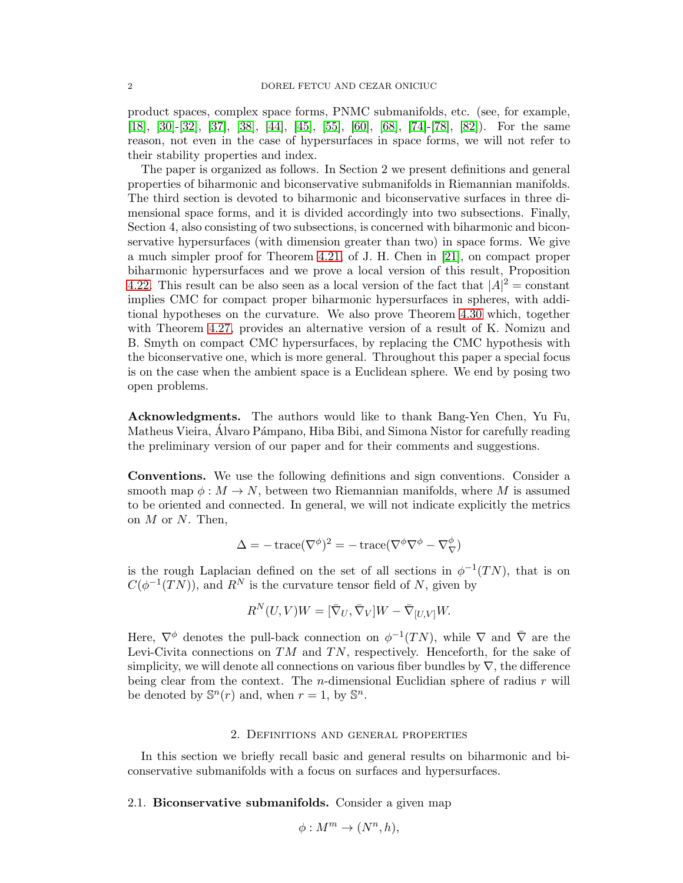product spaces, complex space forms, PNMC submanifolds, etc. (see, for example, [18], [30]-[32], [37], [38], [44], [45], [55], [60], [68], [74]-[78], [82]). For the same reason, not even in the case of hypersurfaces in space forms, we will not refer to their stability properties and index.

The paper is organized as follows. In Section 2 we present definitions and general properties of biharmonic and biconservative submanifolds in Riemannian manifolds. The third section is devoted to biharmonic and biconservative surfaces in three dimensional space forms, and it is divided accordingly into two subsections. Finally, Section 4, also consisting of two subsections, is concerned with biharmonic and biconservative hypersurfaces (with dimension greater than two) in space forms. We give a much simpler proof for Theorem 4.21, of J. H. Chen in [21], on compact proper biharmonic hypersurfaces and we prove a local version of this result, Proposition 4.22. This result can be also seen as a local version of the fact that $|A|^2 = \text{constant}$ implies CMC for compact proper biharmonic hypersurfaces in spheres, with additional hypotheses on the curvature. We also prove Theorem 4.30 which, together with Theorem 4.27, provides an alternative version of a result of K. Nomizu and B. Smyth on compact CMC hypersurfaces, by replacing the CMC hypothesis with the biconservative one, which is more general. Throughout this paper a special focus is on the case when the ambient space is a Euclidean sphere. We end by posing two open problems.

**Acknowledgments.** The authors would like to thank Bang-Yen Chen, Yu Fu, Matheus Vieira, Álvaro Pámpano, Hiba Bibi, and Simona Nistor for carefully reading the preliminary version of our paper and for their comments and suggestions.

**Conventions.** We use the following definitions and sign conventions. Consider a smooth map $\phi : M \to N$, between two Riemannian manifolds, where $M$ is assumed to be oriented and connected. In general, we will not indicate explicitly the metrics on $M$ or $N$. Then,

$$\Delta = -\operatorname{trace}(\nabla^{\phi})^2 = -\operatorname{trace}(\nabla^{\phi}\nabla^{\phi} - \nabla^{\phi}_{\nabla})$$

is the rough Laplacian defined on the set of all sections in $\phi^{-1}(TN)$, that is on $C(\phi^{-1}(TN))$, and $R^N$ is the curvature tensor field of $N$, given by

$$R^N(U,V)W = [\bar{\nabla}_U, \bar{\nabla}_V]W - \bar{\nabla}_{[U,V]}W.$$

Here, $\nabla^{\phi}$ denotes the pull-back connection on $\phi^{-1}(TN)$, while $\nabla$ and $\bar{\nabla}$ are the Levi-Civita connections on $TM$ and $TN$, respectively. Henceforth, for the sake of simplicity, we will denote all connections on various fiber bundles by $\nabla$, the difference being clear from the context. The $n$-dimensional Euclidian sphere of radius $r$ will be denoted by $\mathbb{S}^n(r)$ and, when $r = 1$, by $\mathbb{S}^n$.

## 2. Definitions and general properties

In this section we briefly recall basic and general results on biharmonic and biconservative submanifolds with a focus on surfaces and hypersurfaces.

### 2.1. Biconservative submanifolds.

Consider a given map

$$\phi : M^m \to (N^n, h),$$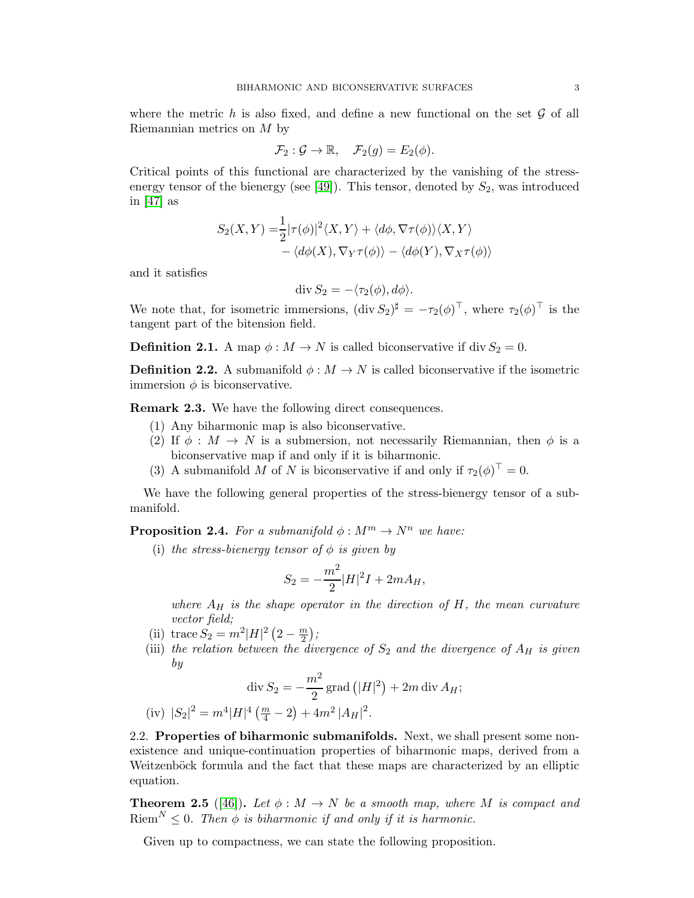where the metric $h$ is also fixed, and define a new functional on the set $\mathcal{G}$ of all Riemannian metrics on $M$ by

$$\mathcal{F}_2 : \mathcal{G} \to \mathbb{R}, \quad \mathcal{F}_2(g) = E_2(\phi).$$

Critical points of this functional are characterized by the vanishing of the stress-energy tensor of the bienergy (see [49]). This tensor, denoted by $S_2$, was introduced in [47] as

$$\begin{aligned} S_2(X,Y) =& \frac{1}{2}|\tau(\phi)|^2\langle X,Y\rangle + \langle d\phi, \nabla\tau(\phi)\rangle\langle X,Y\rangle \\ &- \langle d\phi(X), \nabla_Y\tau(\phi)\rangle - \langle d\phi(Y), \nabla_X\tau(\phi)\rangle \end{aligned}$$

and it satisfies

$$\operatorname{div} S_2 = -\langle \tau_2(\phi), d\phi\rangle.$$

We note that, for isometric immersions, $(\operatorname{div} S_2)^\sharp = -\tau_2(\phi)^\top$, where $\tau_2(\phi)^\top$ is the tangent part of the bitension field.

**Definition 2.1.** A map $\phi : M \to N$ is called biconservative if $\operatorname{div} S_2 = 0$.

**Definition 2.2.** A submanifold $\phi : M \to N$ is called biconservative if the isometric immersion $\phi$ is biconservative.

**Remark 2.3.** We have the following direct consequences.

1. Any biharmonic map is also biconservative.
2. If $\phi : M \to N$ is a submersion, not necessarily Riemannian, then $\phi$ is a biconservative map if and only if it is biharmonic.
3. A submanifold $M$ of $N$ is biconservative if and only if $\tau_2(\phi)^\top = 0$.

We have the following general properties of the stress-bienergy tensor of a submanifold.

**Proposition 2.4.** *For a submanifold $\phi : M^m \to N^n$ we have:*

(i) *the stress-bienergy tensor of $\phi$ is given by*

$$S_2 = -\frac{m^2}{2}|H|^2 I + 2mA_H,$$

*where $A_H$ is the shape operator in the direction of $H$, the mean curvature vector field;*

(ii) $\operatorname{trace} S_2 = m^2|H|^2\left(2 - \frac{m}{2}\right)$*;*

(iii) *the relation between the divergence of $S_2$ and the divergence of $A_H$ is given by*

$$\operatorname{div} S_2 = -\frac{m^2}{2}\operatorname{grad}\left(|H|^2\right) + 2m\operatorname{div} A_H;$$

(iv) $|S_2|^2 = m^4|H|^4\left(\frac{m}{4} - 2\right) + 4m^2\left|A_H\right|^2$.

## 2.2. Properties of biharmonic submanifolds.

Next, we shall present some non-existence and unique-continuation properties of biharmonic maps, derived from a Weitzenböck formula and the fact that these maps are characterized by an elliptic equation.

**Theorem 2.5** ([46]). *Let $\phi : M \to N$ be a smooth map, where $M$ is compact and $\operatorname{Riem}^N \leq 0$. Then $\phi$ is biharmonic if and only if it is harmonic.*

Given up to compactness, we can state the following proposition.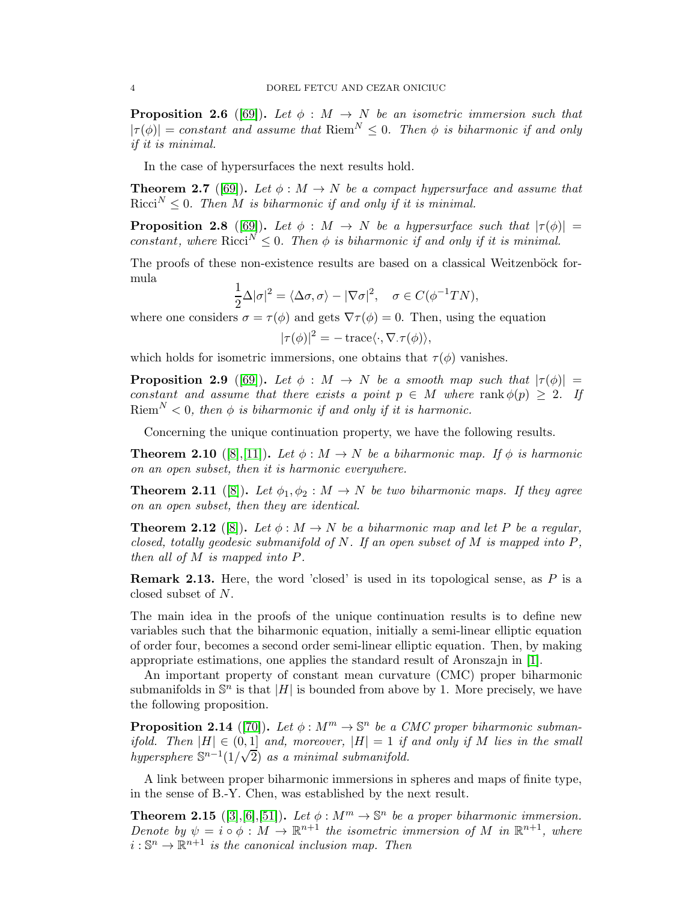**Proposition 2.6** ([69]). *Let $\phi : M \to N$ be an isometric immersion such that $|\tau(\phi)| = constant$ and assume that $\mathrm{Riem}^N \leq 0$. Then $\phi$ is biharmonic if and only if it is minimal.*

In the case of hypersurfaces the next results hold.

**Theorem 2.7** ([69]). *Let $\phi : M \to N$ be a compact hypersurface and assume that $\mathrm{Ricci}^N \leq 0$. Then $M$ is biharmonic if and only if it is minimal.*

**Proposition 2.8** ([69]). *Let $\phi : M \to N$ be a hypersurface such that $|\tau(\phi)| = constant$, where $\mathrm{Ricci}^N \leq 0$. Then $\phi$ is biharmonic if and only if it is minimal.*

The proofs of these non-existence results are based on a classical Weitzenböck formula

$$\frac{1}{2}\Delta|\sigma|^2 = \langle \Delta\sigma, \sigma\rangle - |\nabla\sigma|^2, \quad \sigma \in C(\phi^{-1}TN),$$

where one considers $\sigma = \tau(\phi)$ and gets $\nabla\tau(\phi) = 0$. Then, using the equation

$$|\tau(\phi)|^2 = -\operatorname{trace}\langle \cdot, \nabla_{\cdot}\tau(\phi)\rangle,$$

which holds for isometric immersions, one obtains that $\tau(\phi)$ vanishes.

**Proposition 2.9** ([69]). *Let $\phi : M \to N$ be a smooth map such that $|\tau(\phi)| = constant$ and assume that there exists a point $p \in M$ where $\operatorname{rank}\phi(p) \geq 2$. If $\mathrm{Riem}^N < 0$, then $\phi$ is biharmonic if and only if it is harmonic.*

Concerning the unique continuation property, we have the following results.

**Theorem 2.10** ([8],[11]). *Let $\phi : M \to N$ be a biharmonic map. If $\phi$ is harmonic on an open subset, then it is harmonic everywhere.*

**Theorem 2.11** ([8]). *Let $\phi_1, \phi_2 : M \to N$ be two biharmonic maps. If they agree on an open subset, then they are identical.*

**Theorem 2.12** ([8]). *Let $\phi : M \to N$ be a biharmonic map and let $P$ be a regular, closed, totally geodesic submanifold of $N$. If an open subset of $M$ is mapped into $P$, then all of $M$ is mapped into $P$.*

**Remark 2.13.** Here, the word 'closed' is used in its topological sense, as $P$ is a closed subset of $N$.

The main idea in the proofs of the unique continuation results is to define new variables such that the biharmonic equation, initially a semi-linear elliptic equation of order four, becomes a second order semi-linear elliptic equation. Then, by making appropriate estimations, one applies the standard result of Aronszajn in [1].

An important property of constant mean curvature (CMC) proper biharmonic submanifolds in $\mathbb{S}^n$ is that $|H|$ is bounded from above by 1. More precisely, we have the following proposition.

**Proposition 2.14** ([70]). *Let $\phi : M^m \to \mathbb{S}^n$ be a CMC proper biharmonic submanifold. Then $|H| \in (0, 1]$ and, moreover, $|H| = 1$ if and only if $M$ lies in the small hypersphere $\mathbb{S}^{n-1}(1/\sqrt{2})$ as a minimal submanifold.*

A link between proper biharmonic immersions in spheres and maps of finite type, in the sense of B.-Y. Chen, was established by the next result.

**Theorem 2.15** ([3],[6],[51]). *Let $\phi : M^m \to \mathbb{S}^n$ be a proper biharmonic immersion. Denote by $\psi = i \circ \phi : M \to \mathbb{R}^{n+1}$ the isometric immersion of $M$ in $\mathbb{R}^{n+1}$, where $i : \mathbb{S}^n \to \mathbb{R}^{n+1}$ is the canonical inclusion map. Then*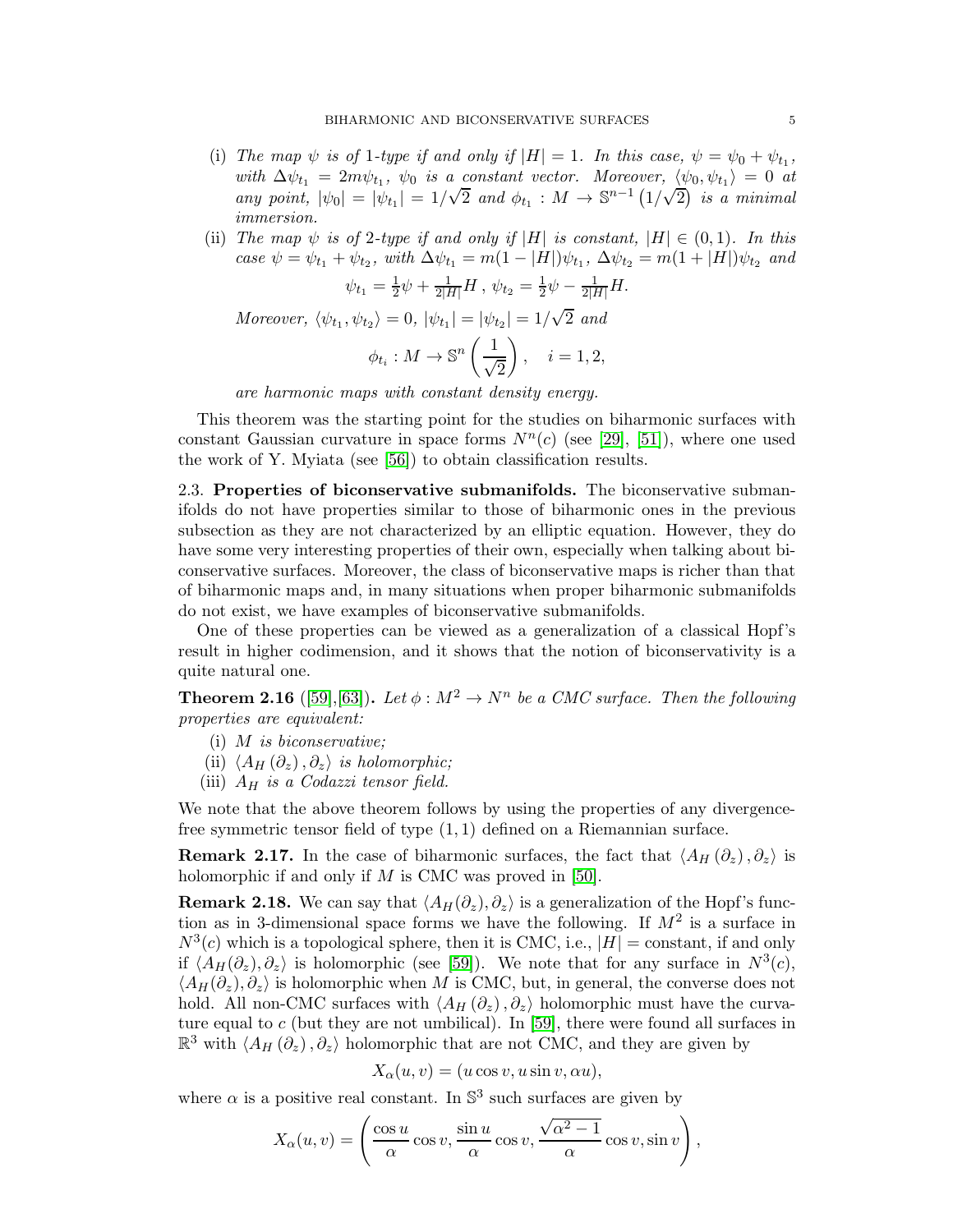(i) *The map* $\psi$ *is of* 1*-type if and only if* $|H| = 1$*. In this case,* $\psi = \psi_0 + \psi_{t_1}$*, with* $\Delta\psi_{t_1} = 2m\psi_{t_1}$*,* $\psi_0$ *is a constant vector. Moreover,* $\langle \psi_0, \psi_{t_1} \rangle = 0$ *at any point,* $|\psi_0| = |\psi_{t_1}| = 1/\sqrt{2}$ *and* $\phi_{t_1} : M \to \mathbb{S}^{n-1}\left(1/\sqrt{2}\right)$ *is a minimal immersion.*

(ii) *The map* $\psi$ *is of* 2*-type if and only if* $|H|$ *is constant,* $|H| \in (0, 1)$*. In this case* $\psi = \psi_{t_1} + \psi_{t_2}$*, with* $\Delta\psi_{t_1} = m(1 - |H|)\psi_{t_1}$*,* $\Delta\psi_{t_2} = m(1 + |H|)\psi_{t_2}$ *and*

$$\psi_{t_1} = \tfrac{1}{2}\psi + \tfrac{1}{2|H|}H\,,\ \psi_{t_2} = \tfrac{1}{2}\psi - \tfrac{1}{2|H|}H.$$

*Moreover,* $\langle \psi_{t_1}, \psi_{t_2} \rangle = 0$*,* $|\psi_{t_1}| = |\psi_{t_2}| = 1/\sqrt{2}$ *and*

$$\phi_{t_i} : M \to \mathbb{S}^n\left(\frac{1}{\sqrt{2}}\right), \quad i = 1, 2,$$

*are harmonic maps with constant density energy.*

This theorem was the starting point for the studies on biharmonic surfaces with constant Gaussian curvature in space forms $N^n(c)$ (see [29], [51]), where one used the work of Y. Myiata (see [56]) to obtain classification results.

2.3. **Properties of biconservative submanifolds.** The biconservative submanifolds do not have properties similar to those of biharmonic ones in the previous subsection as they are not characterized by an elliptic equation. However, they do have some very interesting properties of their own, especially when talking about biconservative surfaces. Moreover, the class of biconservative maps is richer than that of biharmonic maps and, in many situations when proper biharmonic submanifolds do not exist, we have examples of biconservative submanifolds.

One of these properties can be viewed as a generalization of a classical Hopf's result in higher codimension, and it shows that the notion of biconservativity is a quite natural one.

**Theorem 2.16** ([59],[63])**.** *Let* $\phi : M^2 \to N^n$ *be a CMC surface. Then the following properties are equivalent:*

(i) $M$ *is biconservative;*
(ii) $\langle A_H(\partial_z), \partial_z \rangle$ *is holomorphic;*
(iii) $A_H$ *is a Codazzi tensor field.*

We note that the above theorem follows by using the properties of any divergence-free symmetric tensor field of type $(1, 1)$ defined on a Riemannian surface.

**Remark 2.17.** In the case of biharmonic surfaces, the fact that $\langle A_H(\partial_z), \partial_z \rangle$ is holomorphic if and only if $M$ is CMC was proved in [50].

**Remark 2.18.** We can say that $\langle A_H(\partial_z), \partial_z \rangle$ is a generalization of the Hopf's function as in 3-dimensional space forms we have the following. If $M^2$ is a surface in $N^3(c)$ which is a topological sphere, then it is CMC, i.e., $|H| =$ constant, if and only if $\langle A_H(\partial_z), \partial_z \rangle$ is holomorphic (see [59]). We note that for any surface in $N^3(c)$, $\langle A_H(\partial_z), \partial_z \rangle$ is holomorphic when $M$ is CMC, but, in general, the converse does not hold. All non-CMC surfaces with $\langle A_H(\partial_z), \partial_z \rangle$ holomorphic must have the curvature equal to $c$ (but they are not umbilical). In [59], there were found all surfaces in $\mathbb{R}^3$ with $\langle A_H(\partial_z), \partial_z \rangle$ holomorphic that are not CMC, and they are given by

$$X_\alpha(u, v) = (u\cos v, u\sin v, \alpha u),$$

where $\alpha$ is a positive real constant. In $\mathbb{S}^3$ such surfaces are given by

$$X_\alpha(u, v) = \left(\frac{\cos u}{\alpha}\cos v, \frac{\sin u}{\alpha}\cos v, \frac{\sqrt{\alpha^2 - 1}}{\alpha}\cos v, \sin v\right),$$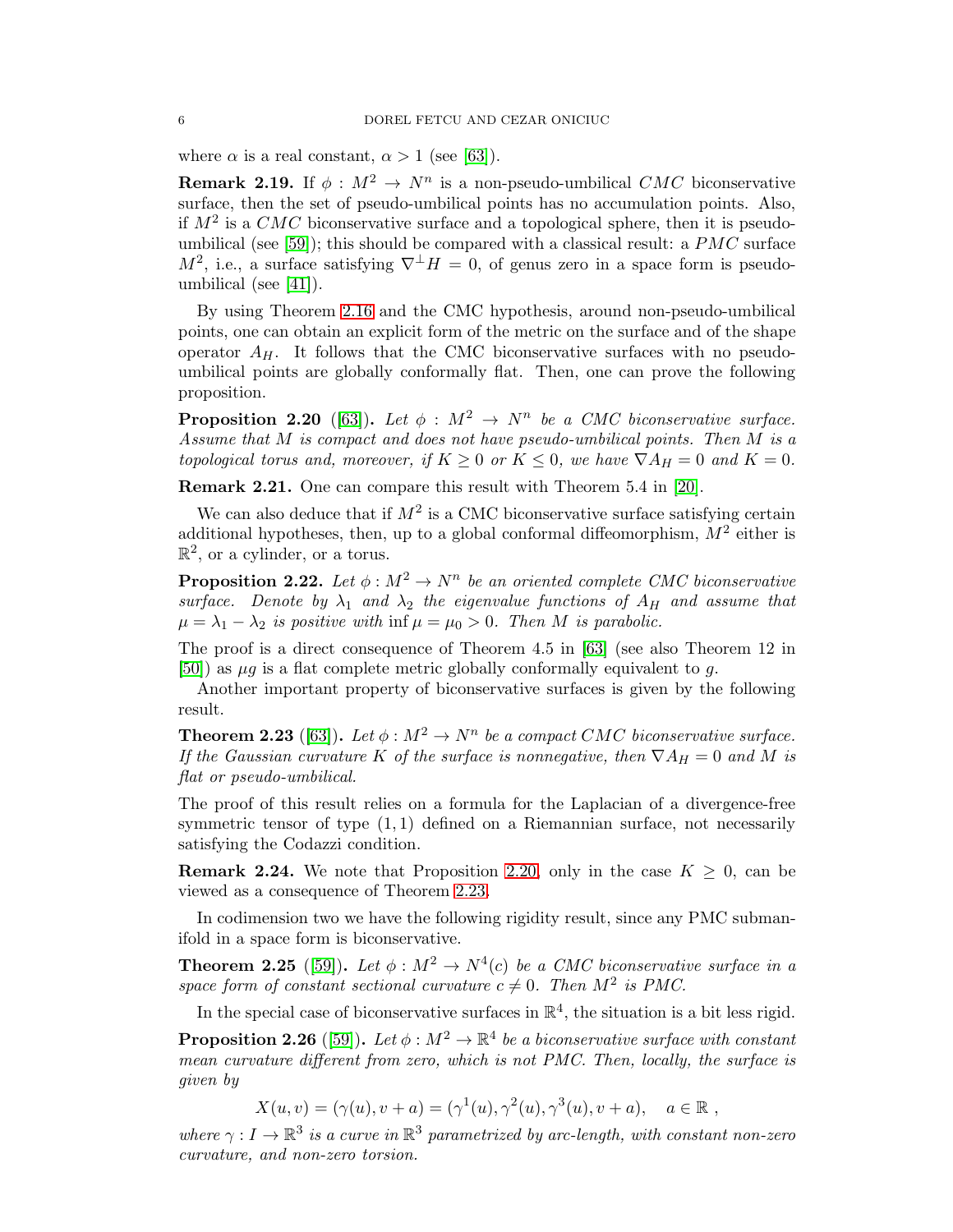where $\alpha$ is a real constant, $\alpha > 1$ (see [63]).

**Remark 2.19.** If $\phi : M^2 \to N^n$ is a non-pseudo-umbilical $CMC$ biconservative surface, then the set of pseudo-umbilical points has no accumulation points. Also, if $M^2$ is a $CMC$ biconservative surface and a topological sphere, then it is pseudo-umbilical (see [59]); this should be compared with a classical result: a $PMC$ surface $M^2$, i.e., a surface satisfying $\nabla^\perp H = 0$, of genus zero in a space form is pseudo-umbilical (see [41]).

By using Theorem 2.16 and the CMC hypothesis, around non-pseudo-umbilical points, one can obtain an explicit form of the metric on the surface and of the shape operator $A_H$. It follows that the CMC biconservative surfaces with no pseudo-umbilical points are globally conformally flat. Then, one can prove the following proposition.

**Proposition 2.20** ([63]). *Let $\phi : M^2 \to N^n$ be a CMC biconservative surface. Assume that $M$ is compact and does not have pseudo-umbilical points. Then $M$ is a topological torus and, moreover, if $K \geq 0$ or $K \leq 0$, we have $\nabla A_H = 0$ and $K = 0$.*

**Remark 2.21.** One can compare this result with Theorem 5.4 in [20].

We can also deduce that if $M^2$ is a CMC biconservative surface satisfying certain additional hypotheses, then, up to a global conformal diffeomorphism, $M^2$ either is $\mathbb{R}^2$, or a cylinder, or a torus.

**Proposition 2.22.** *Let $\phi : M^2 \to N^n$ be an oriented complete CMC biconservative surface. Denote by $\lambda_1$ and $\lambda_2$ the eigenvalue functions of $A_H$ and assume that $\mu = \lambda_1 - \lambda_2$ is positive with $\inf \mu = \mu_0 > 0$. Then $M$ is parabolic.*

The proof is a direct consequence of Theorem 4.5 in [63] (see also Theorem 12 in [50]) as $\mu g$ is a flat complete metric globally conformally equivalent to $g$.

Another important property of biconservative surfaces is given by the following result.

**Theorem 2.23** ([63]). *Let $\phi : M^2 \to N^n$ be a compact CMC biconservative surface. If the Gaussian curvature $K$ of the surface is nonnegative, then $\nabla A_H = 0$ and $M$ is flat or pseudo-umbilical.*

The proof of this result relies on a formula for the Laplacian of a divergence-free symmetric tensor of type $(1, 1)$ defined on a Riemannian surface, not necessarily satisfying the Codazzi condition.

**Remark 2.24.** We note that Proposition 2.20, only in the case $K \geq 0$, can be viewed as a consequence of Theorem 2.23.

In codimension two we have the following rigidity result, since any PMC submanifold in a space form is biconservative.

**Theorem 2.25** ([59]). *Let $\phi : M^2 \to N^4(c)$ be a CMC biconservative surface in a space form of constant sectional curvature $c \neq 0$. Then $M^2$ is PMC.*

In the special case of biconservative surfaces in $\mathbb{R}^4$, the situation is a bit less rigid.

**Proposition 2.26** ([59]). *Let $\phi : M^2 \to \mathbb{R}^4$ be a biconservative surface with constant mean curvature different from zero, which is not PMC. Then, locally, the surface is given by*

$$X(u, v) = (\gamma(u), v + a) = (\gamma^1(u), \gamma^2(u), \gamma^3(u), v + a), \quad a \in \mathbb{R} \ ,$$

*where $\gamma : I \to \mathbb{R}^3$ is a curve in $\mathbb{R}^3$ parametrized by arc-length, with constant non-zero curvature, and non-zero torsion.*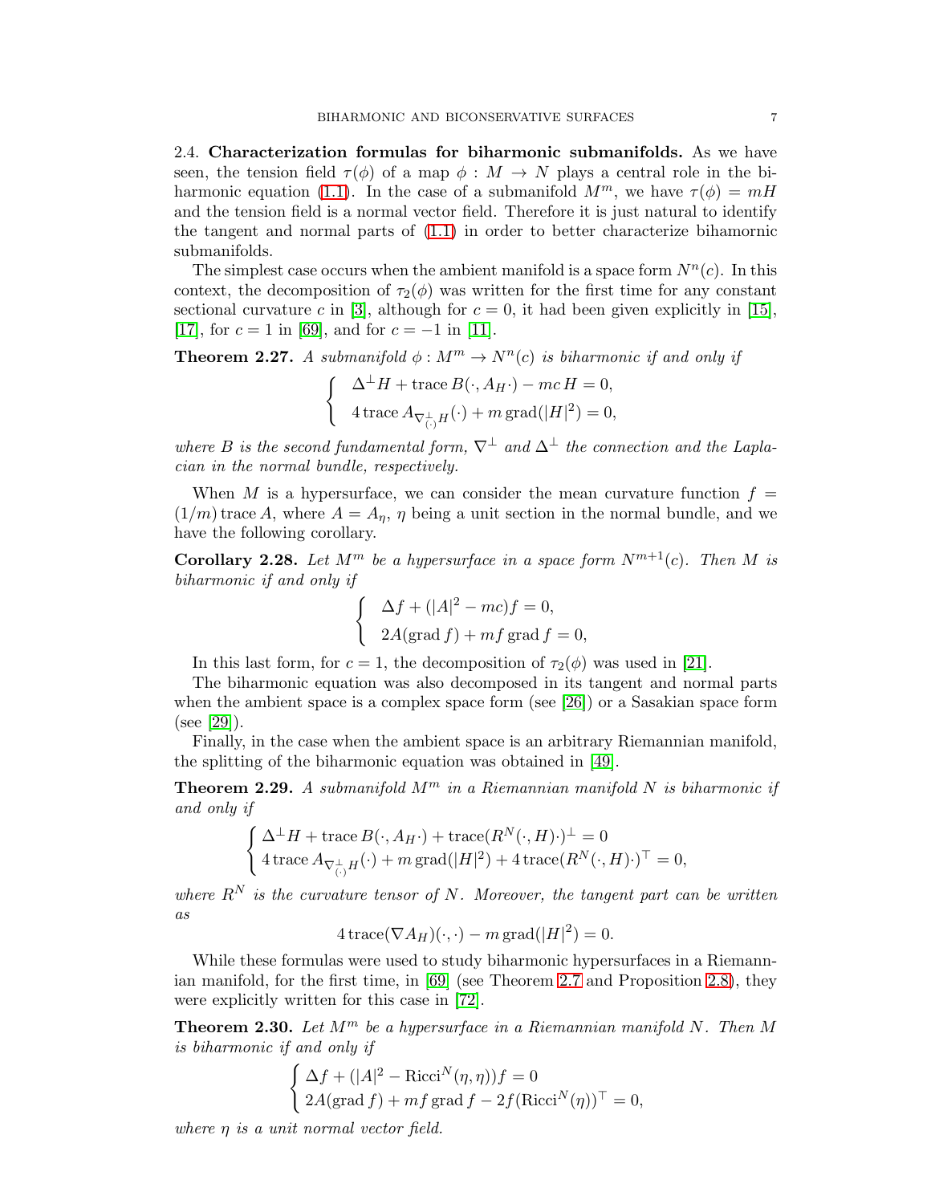**2.4. Characterization formulas for biharmonic submanifolds.** As we have seen, the tension field $\tau(\phi)$ of a map $\phi : M \to N$ plays a central role in the biharmonic equation (1.1). In the case of a submanifold $M^m$, we have $\tau(\phi) = mH$ and the tension field is a normal vector field. Therefore it is just natural to identify the tangent and normal parts of (1.1) in order to better characterize bihamornic submanifolds.

The simplest case occurs when the ambient manifold is a space form $N^n(c)$. In this context, the decomposition of $\tau_2(\phi)$ was written for the first time for any constant sectional curvature $c$ in [3], although for $c = 0$, it had been given explicitly in [15], [17], for $c = 1$ in [69], and for $c = -1$ in [11].

**Theorem 2.27.** *A submanifold $\phi : M^m \to N^n(c)$ is biharmonic if and only if*

$$\begin{cases} \Delta^\perp H + \operatorname{trace} B(\cdot, A_H \cdot) - mc\, H = 0, \\ 4 \operatorname{trace} A_{\nabla^\perp_{(\cdot)} H}(\cdot) + m \operatorname{grad}(|H|^2) = 0, \end{cases}$$

*where $B$ is the second fundamental form, $\nabla^\perp$ and $\Delta^\perp$ the connection and the Laplacian in the normal bundle, respectively.*

When $M$ is a hypersurface, we can consider the mean curvature function $f = (1/m) \operatorname{trace} A$, where $A = A_\eta$, $\eta$ being a unit section in the normal bundle, and we have the following corollary.

**Corollary 2.28.** *Let $M^m$ be a hypersurface in a space form $N^{m+1}(c)$. Then $M$ is biharmonic if and only if*

$$\begin{cases} \Delta f + (|A|^2 - mc) f = 0, \\ 2A(\operatorname{grad} f) + mf \operatorname{grad} f = 0, \end{cases}$$

In this last form, for $c = 1$, the decomposition of $\tau_2(\phi)$ was used in [21].

The biharmonic equation was also decomposed in its tangent and normal parts when the ambient space is a complex space form (see [26]) or a Sasakian space form (see [29]).

Finally, in the case when the ambient space is an arbitrary Riemannian manifold, the splitting of the biharmonic equation was obtained in [49].

**Theorem 2.29.** *A submanifold $M^m$ in a Riemannian manifold $N$ is biharmonic if and only if*

$$\begin{cases} \Delta^\perp H + \operatorname{trace} B(\cdot, A_H \cdot) + \operatorname{trace}(R^N(\cdot, H)\cdot)^\perp = 0 \\ 4 \operatorname{trace} A_{\nabla^\perp_{(\cdot)} H}(\cdot) + m \operatorname{grad}(|H|^2) + 4 \operatorname{trace}(R^N(\cdot, H)\cdot)^\top = 0, \end{cases}$$

*where $R^N$ is the curvature tensor of $N$. Moreover, the tangent part can be written as*

$$4 \operatorname{trace}(\nabla A_H)(\cdot, \cdot) - m \operatorname{grad}(|H|^2) = 0.$$

While these formulas were used to study biharmonic hypersurfaces in a Riemannian manifold, for the first time, in [69] (see Theorem 2.7 and Proposition 2.8), they were explicitly written for this case in [72].

**Theorem 2.30.** *Let $M^m$ be a hypersurface in a Riemannian manifold $N$. Then $M$ is biharmonic if and only if*

$$\begin{cases} \Delta f + (|A|^2 - \operatorname{Ricci}^N(\eta, \eta)) f = 0 \\ 2A(\operatorname{grad} f) + mf \operatorname{grad} f - 2f(\operatorname{Ricci}^N(\eta))^\top = 0, \end{cases}$$

*where $\eta$ is a unit normal vector field.*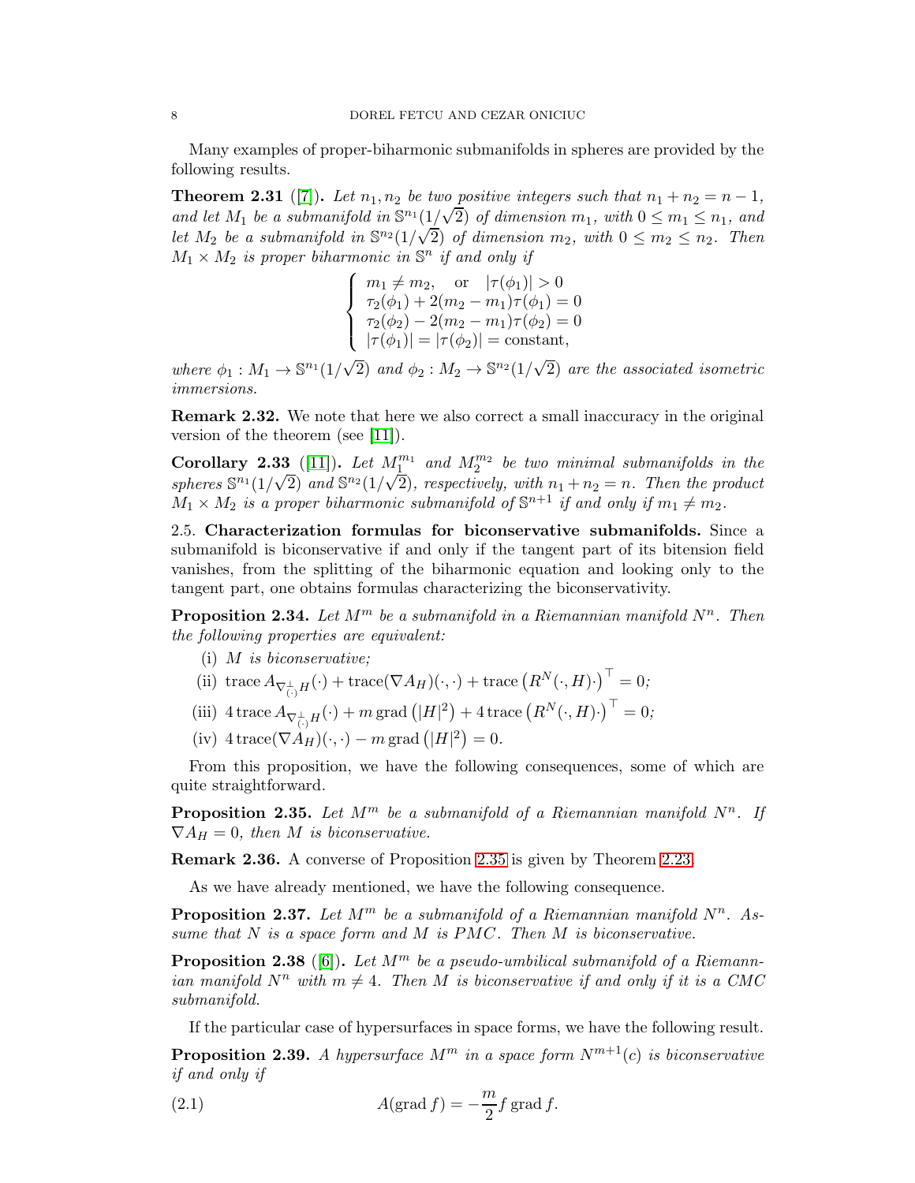Many examples of proper-biharmonic submanifolds in spheres are provided by the following results.

**Theorem 2.31** ([7]). *Let $n_1, n_2$ be two positive integers such that $n_1 + n_2 = n - 1$, and let $M_1$ be a submanifold in $\mathbb{S}^{n_1}(1/\sqrt{2})$ of dimension $m_1$, with $0 \leq m_1 \leq n_1$, and let $M_2$ be a submanifold in $\mathbb{S}^{n_2}(1/\sqrt{2})$ of dimension $m_2$, with $0 \leq m_2 \leq n_2$. Then $M_1 \times M_2$ is proper biharmonic in $\mathbb{S}^n$ if and only if*

$$
\begin{cases}
m_1 \neq m_2, \quad \text{or} \quad |\tau(\phi_1)| > 0 \\
\tau_2(\phi_1) + 2(m_2 - m_1)\tau(\phi_1) = 0 \\
\tau_2(\phi_2) - 2(m_2 - m_1)\tau(\phi_2) = 0 \\
|\tau(\phi_1)| = |\tau(\phi_2)| = \text{constant},
\end{cases}
$$

*where $\phi_1 : M_1 \to \mathbb{S}^{n_1}(1/\sqrt{2})$ and $\phi_2 : M_2 \to \mathbb{S}^{n_2}(1/\sqrt{2})$ are the associated isometric immersions.*

**Remark 2.32.** We note that here we also correct a small inaccuracy in the original version of the theorem (see [11]).

**Corollary 2.33** ([11]). *Let $M_1^{m_1}$ and $M_2^{m_2}$ be two minimal submanifolds in the spheres $\mathbb{S}^{n_1}(1/\sqrt{2})$ and $\mathbb{S}^{n_2}(1/\sqrt{2})$, respectively, with $n_1 + n_2 = n$. Then the product $M_1 \times M_2$ is a proper biharmonic submanifold of $\mathbb{S}^{n+1}$ if and only if $m_1 \neq m_2$.*

## 2.5. Characterization formulas for biconservative submanifolds.

Since a submanifold is biconservative if and only if the tangent part of its bitension field vanishes, from the splitting of the biharmonic equation and looking only to the tangent part, one obtains formulas characterizing the biconservativity.

**Proposition 2.34.** *Let $M^m$ be a submanifold in a Riemannian manifold $N^n$. Then the following properties are equivalent:*

(i) *$M$ is biconservative;*

(ii) $\operatorname{trace} A_{\nabla^\perp_{(\cdot)} H}(\cdot) + \operatorname{trace}(\nabla A_H)(\cdot,\cdot) + \operatorname{trace}\left(R^N(\cdot, H)\cdot\right)^\top = 0$*;*

(iii) $4 \operatorname{trace} A_{\nabla^\perp_{(\cdot)} H}(\cdot) + m \operatorname{grad}\left(|H|^2\right) + 4 \operatorname{trace}\left(R^N(\cdot, H)\cdot\right)^\top = 0$*;*

(iv) $4 \operatorname{trace}(\nabla A_H)(\cdot,\cdot) - m \operatorname{grad}\left(|H|^2\right) = 0$.

From this proposition, we have the following consequences, some of which are quite straightforward.

**Proposition 2.35.** *Let $M^m$ be a submanifold of a Riemannian manifold $N^n$. If $\nabla A_H = 0$, then $M$ is biconservative.*

**Remark 2.36.** A converse of Proposition 2.35 is given by Theorem 2.23.

As we have already mentioned, we have the following consequence.

**Proposition 2.37.** *Let $M^m$ be a submanifold of a Riemannian manifold $N^n$. Assume that $N$ is a space form and $M$ is $PMC$. Then $M$ is biconservative.*

**Proposition 2.38** ([6]). *Let $M^m$ be a pseudo-umbilical submanifold of a Riemannian manifold $N^n$ with $m \neq 4$. Then $M$ is biconservative if and only if it is a CMC submanifold.*

If the particular case of hypersurfaces in space forms, we have the following result.

**Proposition 2.39.** *A hypersurface $M^m$ in a space form $N^{m+1}(c)$ is biconservative if and only if*

$$
A(\operatorname{grad} f) = -\frac{m}{2} f \operatorname{grad} f. \tag{2.1}
$$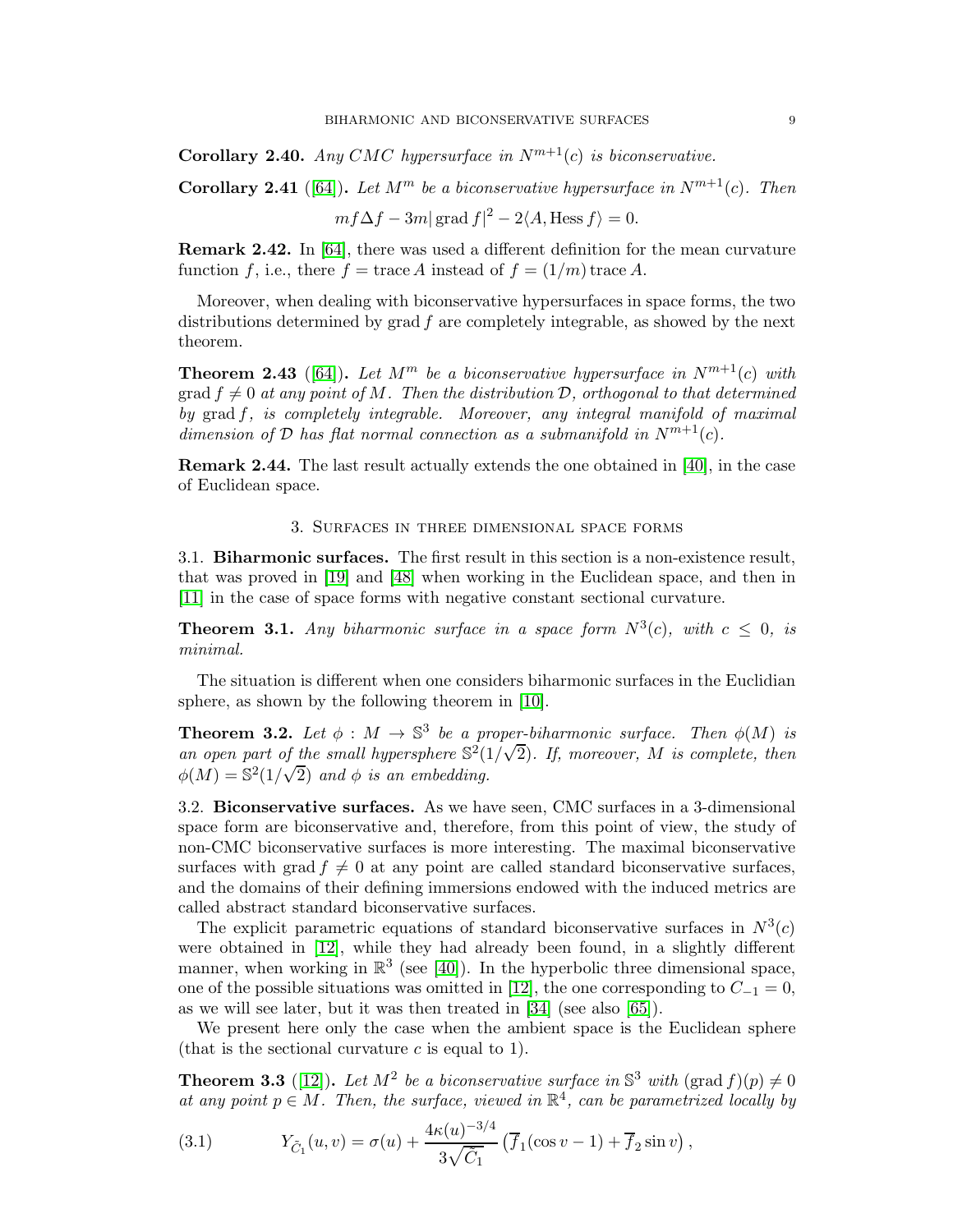**Corollary 2.40.** *Any CMC hypersurface in $N^{m+1}(c)$ is biconservative.*

**Corollary 2.41** ([64])**.** *Let $M^m$ be a biconservative hypersurface in $N^{m+1}(c)$. Then*

$$mf\Delta f - 3m|\operatorname{grad} f|^2 - 2\langle A, \operatorname{Hess} f\rangle = 0.$$

**Remark 2.42.** In [64], there was used a different definition for the mean curvature function $f$, i.e., there $f = \operatorname{trace} A$ instead of $f = (1/m)\operatorname{trace} A$.

Moreover, when dealing with biconservative hypersurfaces in space forms, the two distributions determined by $\operatorname{grad} f$ are completely integrable, as showed by the next theorem.

**Theorem 2.43** ([64])**.** *Let $M^m$ be a biconservative hypersurface in $N^{m+1}(c)$ with $\operatorname{grad} f \neq 0$ at any point of $M$. Then the distribution $\mathcal{D}$, orthogonal to that determined by $\operatorname{grad} f$, is completely integrable. Moreover, any integral manifold of maximal dimension of $\mathcal{D}$ has flat normal connection as a submanifold in $N^{m+1}(c)$.*

**Remark 2.44.** The last result actually extends the one obtained in [40], in the case of Euclidean space.

## 3. Surfaces in three dimensional space forms

### 3.1. Biharmonic surfaces.

The first result in this section is a non-existence result, that was proved in [19] and [48] when working in the Euclidean space, and then in [11] in the case of space forms with negative constant sectional curvature.

**Theorem 3.1.** *Any biharmonic surface in a space form $N^3(c)$, with $c \leq 0$, is minimal.*

The situation is different when one considers biharmonic surfaces in the Euclidian sphere, as shown by the following theorem in [10].

**Theorem 3.2.** *Let $\phi : M \to \mathbb{S}^3$ be a proper-biharmonic surface. Then $\phi(M)$ is an open part of the small hypersphere $\mathbb{S}^2(1/\sqrt{2})$. If, moreover, $M$ is complete, then $\phi(M) = \mathbb{S}^2(1/\sqrt{2})$ and $\phi$ is an embedding.*

### 3.2. Biconservative surfaces.

As we have seen, CMC surfaces in a 3-dimensional space form are biconservative and, therefore, from this point of view, the study of non-CMC biconservative surfaces is more interesting. The maximal biconservative surfaces with $\operatorname{grad} f \neq 0$ at any point are called standard biconservative surfaces, and the domains of their defining immersions endowed with the induced metrics are called abstract standard biconservative surfaces.

The explicit parametric equations of standard biconservative surfaces in $N^3(c)$ were obtained in [12], while they had already been found, in a slightly different manner, when working in $\mathbb{R}^3$ (see [40]). In the hyperbolic three dimensional space, one of the possible situations was omitted in [12], the one corresponding to $C_{-1} = 0$, as we will see later, but it was then treated in [34] (see also [65]).

We present here only the case when the ambient space is the Euclidean sphere (that is the sectional curvature $c$ is equal to 1).

**Theorem 3.3** ([12])**.** *Let $M^2$ be a biconservative surface in $\mathbb{S}^3$ with $(\operatorname{grad} f)(p) \neq 0$ at any point $p \in M$. Then, the surface, viewed in $\mathbb{R}^4$, can be parametrized locally by*

$$Y_{\tilde{C}_1}(u,v) = \sigma(u) + \frac{4\kappa(u)^{-3/4}}{3\sqrt{\tilde{C}_1}}\left(\overline{f}_1(\cos v - 1) + \overline{f}_2 \sin v\right), \tag{3.1}$$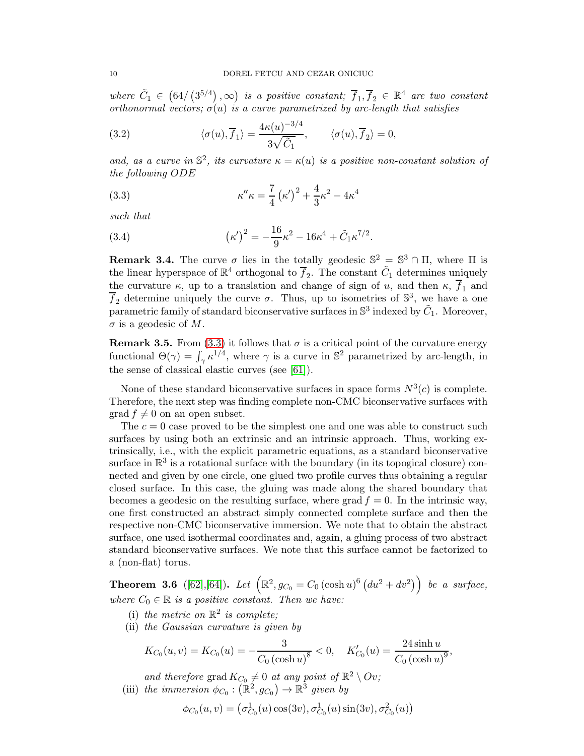*where* $\tilde{C}_1 \in \left(64/\left(3^{5/4}\right), \infty\right)$ *is a positive constant;* $\overline{f}_1, \overline{f}_2 \in \mathbb{R}^4$ *are two constant orthonormal vectors;* $\sigma(u)$ *is a curve parametrized by arc-length that satisfies*

$$\langle \sigma(u), \overline{f}_1 \rangle = \frac{4\kappa(u)^{-3/4}}{3\sqrt{\tilde{C}_1}}, \qquad \langle \sigma(u), \overline{f}_2 \rangle = 0, \tag{3.2}$$

*and, as a curve in* $\mathbb{S}^2$*, its curvature* $\kappa = \kappa(u)$ *is a positive non-constant solution of the following ODE*

$$\kappa'' \kappa = \frac{7}{4}\left(\kappa'\right)^2 + \frac{4}{3}\kappa^2 - 4\kappa^4 \tag{3.3}$$

*such that*

$$\left(\kappa'\right)^2 = -\frac{16}{9}\kappa^2 - 16\kappa^4 + \tilde{C}_1 \kappa^{7/2}. \tag{3.4}$$

**Remark 3.4.** The curve $\sigma$ lies in the totally geodesic $\mathbb{S}^2 = \mathbb{S}^3 \cap \Pi$, where $\Pi$ is the linear hyperspace of $\mathbb{R}^4$ orthogonal to $\overline{f}_2$. The constant $\tilde{C}_1$ determines uniquely the curvature $\kappa$, up to a translation and change of sign of $u$, and then $\kappa$, $\overline{f}_1$ and $\overline{f}_2$ determine uniquely the curve $\sigma$. Thus, up to isometries of $\mathbb{S}^3$, we have a one parametric family of standard biconservative surfaces in $\mathbb{S}^3$ indexed by $\tilde{C}_1$. Moreover, $\sigma$ is a geodesic of $M$.

**Remark 3.5.** From (3.3) it follows that $\sigma$ is a critical point of the curvature energy functional $\Theta(\gamma) = \int_\gamma \kappa^{1/4}$, where $\gamma$ is a curve in $\mathbb{S}^2$ parametrized by arc-length, in the sense of classical elastic curves (see [61]).

None of these standard biconservative surfaces in space forms $N^3(c)$ is complete. Therefore, the next step was finding complete non-CMC biconservative surfaces with $\operatorname{grad} f \neq 0$ on an open subset.

The $c = 0$ case proved to be the simplest one and one was able to construct such surfaces by using both an extrinsic and an intrinsic approach. Thus, working extrinsically, i.e., with the explicit parametric equations, as a standard biconservative surface in $\mathbb{R}^3$ is a rotational surface with the boundary (in its topogical closure) connected and given by one circle, one glued two profile curves thus obtaining a regular closed surface. In this case, the gluing was made along the shared boundary that becomes a geodesic on the resulting surface, where $\operatorname{grad} f = 0$. In the intrinsic way, one first constructed an abstract simply connected complete surface and then the respective non-CMC biconservative immersion. We note that to obtain the abstract surface, one used isothermal coordinates and, again, a gluing process of two abstract standard biconservative surfaces. We note that this surface cannot be factorized to a (non-flat) torus.

**Theorem 3.6** ([62],[64])**.** *Let* $\left(\mathbb{R}^2, g_{C_0} = C_0 \left(\cosh u\right)^6 \left(du^2 + dv^2\right)\right)$ *be a surface, where* $C_0 \in \mathbb{R}$ *is a positive constant. Then we have:*

1. *the metric on* $\mathbb{R}^2$ *is complete;*
2. *the Gaussian curvature is given by*

   $$K_{C_0}(u,v) = K_{C_0}(u) = -\frac{3}{C_0 \left(\cosh u\right)^8} < 0, \quad K'_{C_0}(u) = \frac{24 \sinh u}{C_0 \left(\cosh u\right)^9},$$

   *and therefore* $\operatorname{grad} K_{C_0} \neq 0$ *at any point of* $\mathbb{R}^2 \setminus Ov$*;*
3. *the immersion* $\phi_{C_0} : \left(\mathbb{R}^2, g_{C_0}\right) \to \mathbb{R}^3$ *given by*

   $$\phi_{C_0}(u,v) = \left(\sigma^1_{C_0}(u)\cos(3v), \sigma^1_{C_0}(u)\sin(3v), \sigma^2_{C_0}(u)\right)$$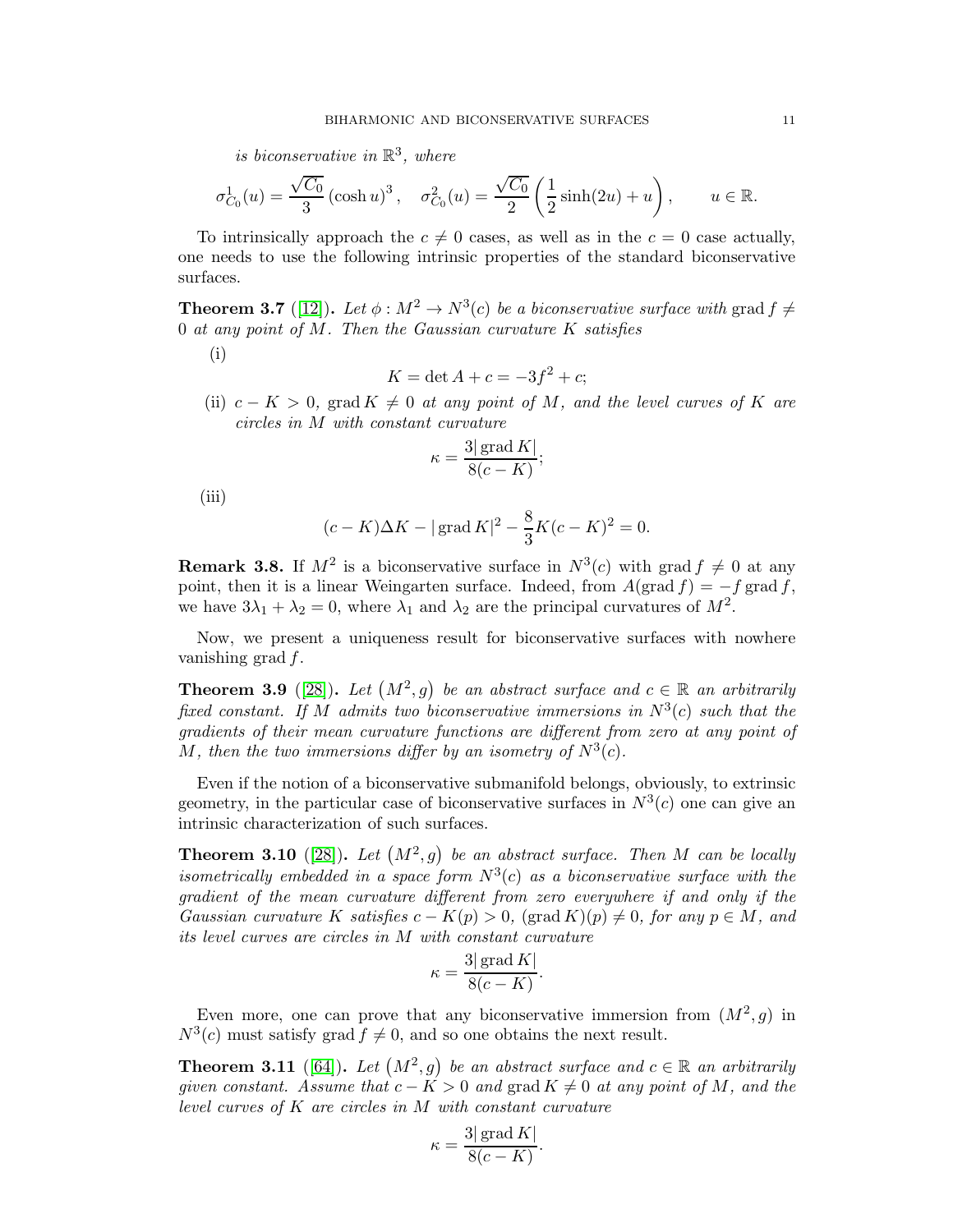*is biconservative in* $\mathbb{R}^3$*, where*

$$\sigma^1_{C_0}(u) = \frac{\sqrt{C_0}}{3}\left(\cosh u\right)^3, \quad \sigma^2_{C_0}(u) = \frac{\sqrt{C_0}}{2}\left(\frac{1}{2}\sinh(2u) + u\right), \qquad u \in \mathbb{R}.$$

To intrinsically approach the $c \neq 0$ cases, as well as in the $c = 0$ case actually, one needs to use the following intrinsic properties of the standard biconservative surfaces.

**Theorem 3.7** ([12]). *Let* $\phi : M^2 \to N^3(c)$ *be a biconservative surface with* $\operatorname{grad} f \neq 0$ *at any point of* $M$*. Then the Gaussian curvature* $K$ *satisfies*

(i)
$$K = \det A + c = -3f^2 + c;$$

(ii) $c - K > 0$, $\operatorname{grad} K \neq 0$ *at any point of* $M$*, and the level curves of* $K$ *are circles in* $M$ *with constant curvature*
$$\kappa = \frac{3|\operatorname{grad} K|}{8(c-K)};$$

(iii)
$$(c-K)\Delta K - |\operatorname{grad} K|^2 - \frac{8}{3}K(c-K)^2 = 0.$$

**Remark 3.8.** If $M^2$ is a biconservative surface in $N^3(c)$ with $\operatorname{grad} f \neq 0$ at any point, then it is a linear Weingarten surface. Indeed, from $A(\operatorname{grad} f) = -f \operatorname{grad} f$, we have $3\lambda_1 + \lambda_2 = 0$, where $\lambda_1$ and $\lambda_2$ are the principal curvatures of $M^2$.

Now, we present a uniqueness result for biconservative surfaces with nowhere vanishing $\operatorname{grad} f$.

**Theorem 3.9** ([28]). *Let* $\left(M^2, g\right)$ *be an abstract surface and* $c \in \mathbb{R}$ *an arbitrarily fixed constant. If* $M$ *admits two biconservative immersions in* $N^3(c)$ *such that the gradients of their mean curvature functions are different from zero at any point of* $M$*, then the two immersions differ by an isometry of* $N^3(c)$*.*

Even if the notion of a biconservative submanifold belongs, obviously, to extrinsic geometry, in the particular case of biconservative surfaces in $N^3(c)$ one can give an intrinsic characterization of such surfaces.

**Theorem 3.10** ([28]). *Let* $\left(M^2, g\right)$ *be an abstract surface. Then* $M$ *can be locally isometrically embedded in a space form* $N^3(c)$ *as a biconservative surface with the gradient of the mean curvature different from zero everywhere if and only if the Gaussian curvature* $K$ *satisfies* $c - K(p) > 0$, $(\operatorname{grad} K)(p) \neq 0$*, for any* $p \in M$*, and its level curves are circles in* $M$ *with constant curvature*

$$\kappa = \frac{3|\operatorname{grad} K|}{8(c-K)}.$$

Even more, one can prove that any biconservative immersion from $(M^2, g)$ in $N^3(c)$ must satisfy $\operatorname{grad} f \neq 0$, and so one obtains the next result.

**Theorem 3.11** ([64]). *Let* $\left(M^2, g\right)$ *be an abstract surface and* $c \in \mathbb{R}$ *an arbitrarily given constant. Assume that* $c - K > 0$ *and* $\operatorname{grad} K \neq 0$ *at any point of* $M$*, and the level curves of* $K$ *are circles in* $M$ *with constant curvature*

$$\kappa = \frac{3|\operatorname{grad} K|}{8(c-K)}.$$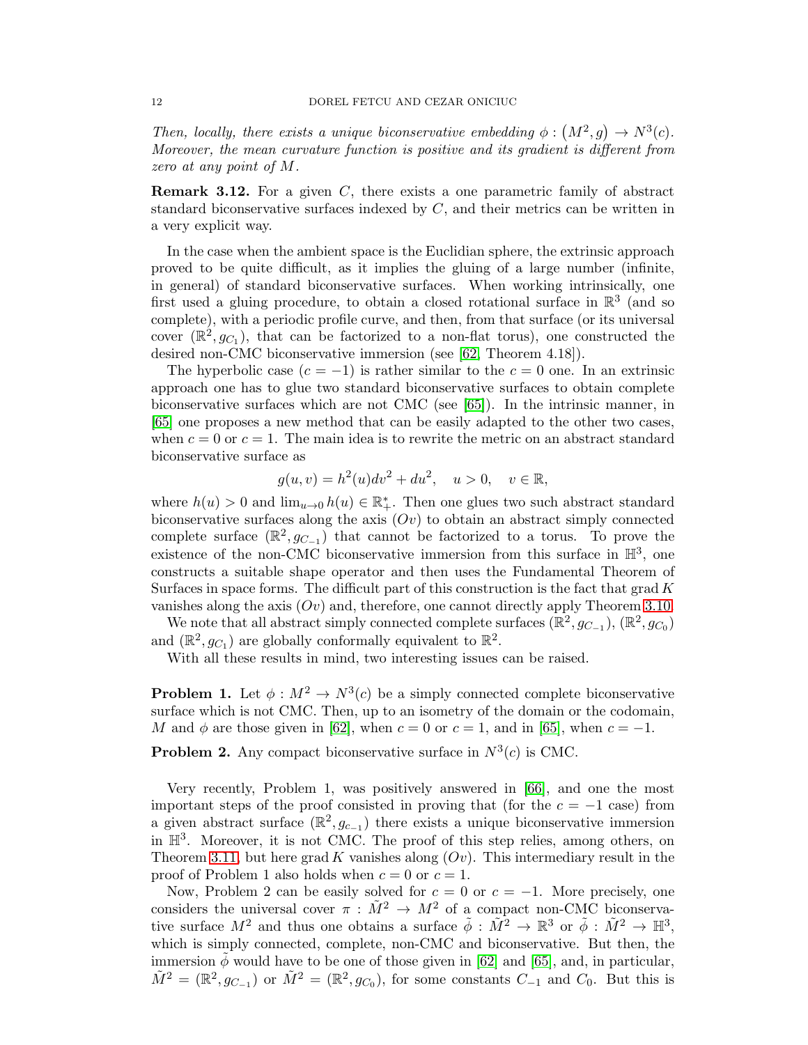*Then, locally, there exists a unique biconservative embedding $\phi : (M^2, g) \to N^3(c)$. Moreover, the mean curvature function is positive and its gradient is different from zero at any point of $M$.*

**Remark 3.12.** For a given $C$, there exists a one parametric family of abstract standard biconservative surfaces indexed by $C$, and their metrics can be written in a very explicit way.

In the case when the ambient space is the Euclidian sphere, the extrinsic approach proved to be quite difficult, as it implies the gluing of a large number (infinite, in general) of standard biconservative surfaces. When working intrinsically, one first used a gluing procedure, to obtain a closed rotational surface in $\mathbb{R}^3$ (and so complete), with a periodic profile curve, and then, from that surface (or its universal cover $(\mathbb{R}^2, g_{C_1})$, that can be factorized to a non-flat torus), one constructed the desired non-CMC biconservative immersion (see [62, Theorem 4.18]).

The hyperbolic case ($c = -1$) is rather similar to the $c = 0$ one. In an extrinsic approach one has to glue two standard biconservative surfaces to obtain complete biconservative surfaces which are not CMC (see [65]). In the intrinsic manner, in [65] one proposes a new method that can be easily adapted to the other two cases, when $c = 0$ or $c = 1$. The main idea is to rewrite the metric on an abstract standard biconservative surface as

$$g(u, v) = h^2(u)dv^2 + du^2, \quad u > 0, \quad v \in \mathbb{R},$$

where $h(u) > 0$ and $\lim_{u \to 0} h(u) \in \mathbb{R}^*_+$. Then one glues two such abstract standard biconservative surfaces along the axis $(Ov)$ to obtain an abstract simply connected complete surface $(\mathbb{R}^2, g_{C_{-1}})$ that cannot be factorized to a torus. To prove the existence of the non-CMC biconservative immersion from this surface in $\mathbb{H}^3$, one constructs a suitable shape operator and then uses the Fundamental Theorem of Surfaces in space forms. The difficult part of this construction is the fact that $\operatorname{grad} K$ vanishes along the axis $(Ov)$ and, therefore, one cannot directly apply Theorem 3.10.

We note that all abstract simply connected complete surfaces $(\mathbb{R}^2, g_{C_{-1}})$, $(\mathbb{R}^2, g_{C_0})$ and $(\mathbb{R}^2, g_{C_1})$ are globally conformally equivalent to $\mathbb{R}^2$.

With all these results in mind, two interesting issues can be raised.

**Problem 1.** Let $\phi : M^2 \to N^3(c)$ be a simply connected complete biconservative surface which is not CMC. Then, up to an isometry of the domain or the codomain, $M$ and $\phi$ are those given in [62], when $c = 0$ or $c = 1$, and in [65], when $c = -1$.

**Problem 2.** Any compact biconservative surface in $N^3(c)$ is CMC.

Very recently, Problem 1, was positively answered in [66], and one the most important steps of the proof consisted in proving that (for the $c = -1$ case) from a given abstract surface $(\mathbb{R}^2, g_{c_{-1}})$ there exists a unique biconservative immersion in $\mathbb{H}^3$. Moreover, it is not CMC. The proof of this step relies, among others, on Theorem 3.11, but here $\operatorname{grad} K$ vanishes along $(Ov)$. This intermediary result in the proof of Problem 1 also holds when $c = 0$ or $c = 1$.

Now, Problem 2 can be easily solved for $c = 0$ or $c = -1$. More precisely, one considers the universal cover $\pi : \tilde{M}^2 \to M^2$ of a compact non-CMC biconservative surface $M^2$ and thus one obtains a surface $\tilde{\phi} : \tilde{M}^2 \to \mathbb{R}^3$ or $\tilde{\phi} : \tilde{M}^2 \to \mathbb{H}^3$, which is simply connected, complete, non-CMC and biconservative. But then, the immersion $\tilde{\phi}$ would have to be one of those given in [62] and [65], and, in particular, $\tilde{M}^2 = (\mathbb{R}^2, g_{C_{-1}})$ or $\tilde{M}^2 = (\mathbb{R}^2, g_{C_0})$, for some constants $C_{-1}$ and $C_0$. But this is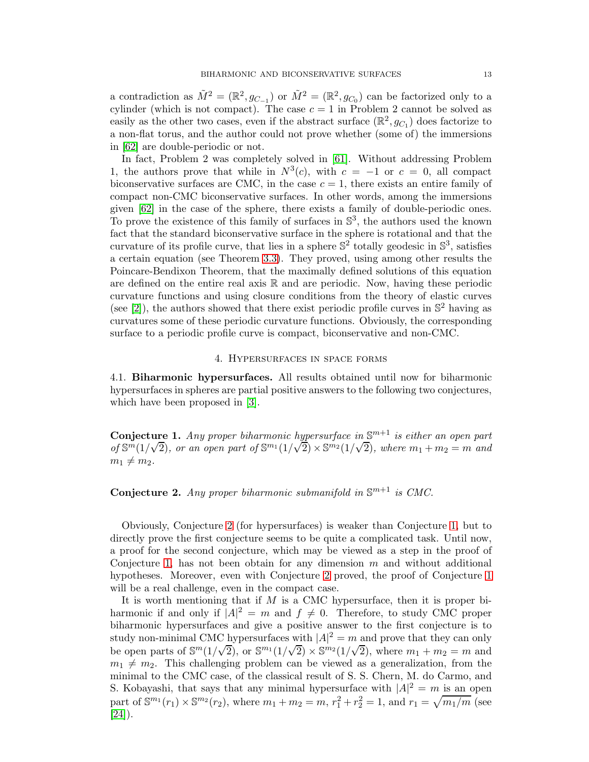a contradiction as $\tilde{M}^2 = (\mathbb{R}^2, g_{C_{-1}})$ or $\tilde{M}^2 = (\mathbb{R}^2, g_{C_0})$ can be factorized only to a cylinder (which is not compact). The case $c = 1$ in Problem 2 cannot be solved as easily as the other two cases, even if the abstract surface $(\mathbb{R}^2, g_{C_1})$ does factorize to a non-flat torus, and the author could not prove whether (some of) the immersions in [62] are double-periodic or not.

In fact, Problem 2 was completely solved in [61]. Without addressing Problem 1, the authors prove that while in $N^3(c)$, with $c = -1$ or $c = 0$, all compact biconservative surfaces are CMC, in the case $c = 1$, there exists an entire family of compact non-CMC biconservative surfaces. In other words, among the immersions given [62] in the case of the sphere, there exists a family of double-periodic ones. To prove the existence of this family of surfaces in $\mathbb{S}^3$, the authors used the known fact that the standard biconservative surface in the sphere is rotational and that the curvature of its profile curve, that lies in a sphere $\mathbb{S}^2$ totally geodesic in $\mathbb{S}^3$, satisfies a certain equation (see Theorem 3.3). They proved, using among other results the Poincare-Bendixon Theorem, that the maximally defined solutions of this equation are defined on the entire real axis $\mathbb{R}$ and are periodic. Now, having these periodic curvature functions and using closure conditions from the theory of elastic curves (see [2]), the authors showed that there exist periodic profile curves in $\mathbb{S}^2$ having as curvatures some of these periodic curvature functions. Obviously, the corresponding surface to a periodic profile curve is compact, biconservative and non-CMC.

## 4. Hypersurfaces in space forms

**4.1. Biharmonic hypersurfaces.** All results obtained until now for biharmonic hypersurfaces in spheres are partial positive answers to the following two conjectures, which have been proposed in [3].

**Conjecture 1.** *Any proper biharmonic hypersurface in $\mathbb{S}^{m+1}$ is either an open part of $\mathbb{S}^m(1/\sqrt{2})$, or an open part of $\mathbb{S}^{m_1}(1/\sqrt{2}) \times \mathbb{S}^{m_2}(1/\sqrt{2})$, where $m_1 + m_2 = m$ and $m_1 \neq m_2$.*

**Conjecture 2.** *Any proper biharmonic submanifold in $\mathbb{S}^{m+1}$ is CMC.*

Obviously, Conjecture 2 (for hypersurfaces) is weaker than Conjecture 1, but to directly prove the first conjecture seems to be quite a complicated task. Until now, a proof for the second conjecture, which may be viewed as a step in the proof of Conjecture 1, has not been obtain for any dimension $m$ and without additional hypotheses. Moreover, even with Conjecture 2 proved, the proof of Conjecture 1 will be a real challenge, even in the compact case.

It is worth mentioning that if $M$ is a CMC hypersurface, then it is proper biharmonic if and only if $|A|^2 = m$ and $f \neq 0$. Therefore, to study CMC proper biharmonic hypersurfaces and give a positive answer to the first conjecture is to study non-minimal CMC hypersurfaces with $|A|^2 = m$ and prove that they can only be open parts of $\mathbb{S}^m(1/\sqrt{2})$, or $\mathbb{S}^{m_1}(1/\sqrt{2}) \times \mathbb{S}^{m_2}(1/\sqrt{2})$, where $m_1 + m_2 = m$ and $m_1 \neq m_2$. This challenging problem can be viewed as a generalization, from the minimal to the CMC case, of the classical result of S. S. Chern, M. do Carmo, and S. Kobayashi, that says that any minimal hypersurface with $|A|^2 = m$ is an open part of $\mathbb{S}^{m_1}(r_1) \times \mathbb{S}^{m_2}(r_2)$, where $m_1 + m_2 = m$, $r_1^2 + r_2^2 = 1$, and $r_1 = \sqrt{m_1/m}$ (see [24]).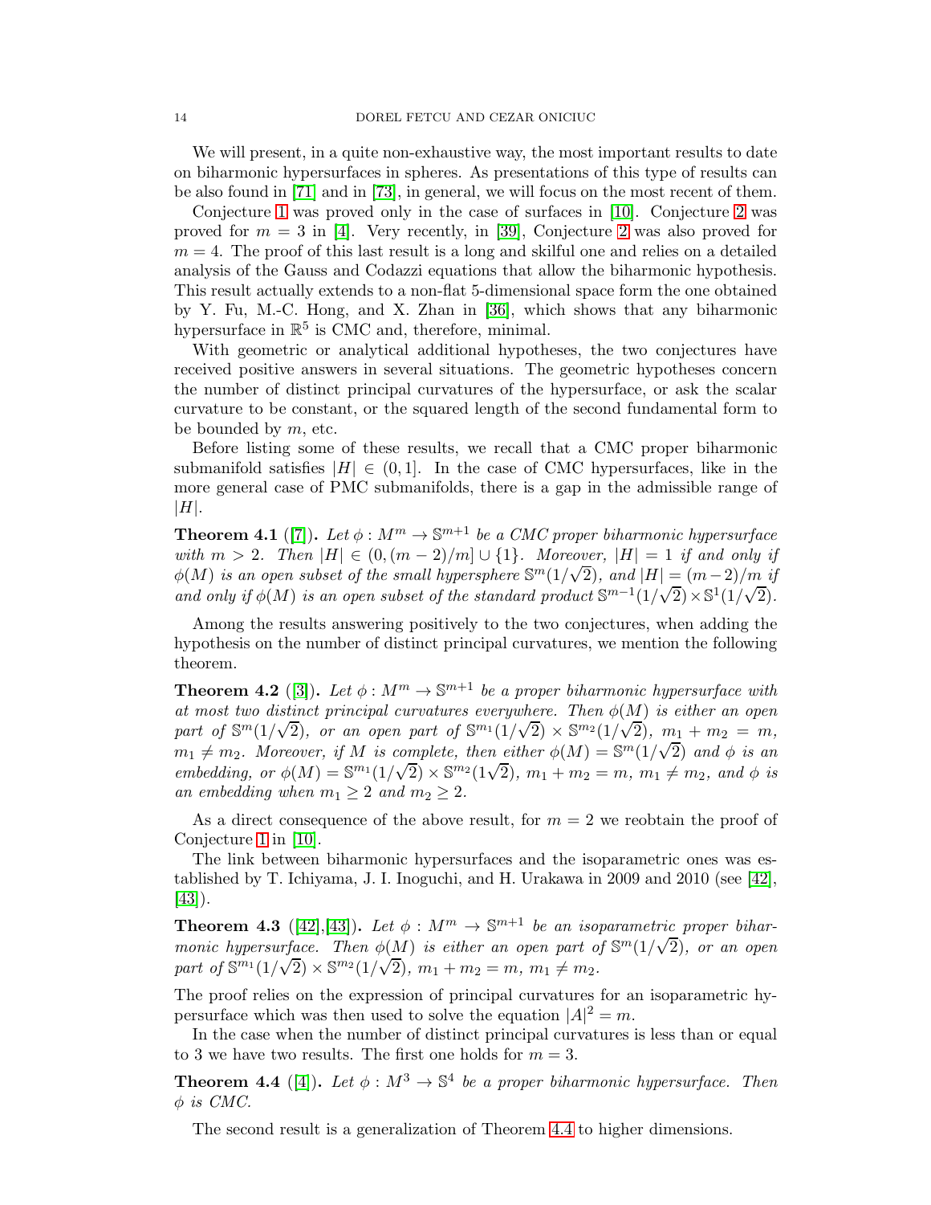We will present, in a quite non-exhaustive way, the most important results to date on biharmonic hypersurfaces in spheres. As presentations of this type of results can be also found in [71] and in [73], in general, we will focus on the most recent of them.

Conjecture 1 was proved only in the case of surfaces in [10]. Conjecture 2 was proved for $m = 3$ in [4]. Very recently, in [39], Conjecture 2 was also proved for $m = 4$. The proof of this last result is a long and skilful one and relies on a detailed analysis of the Gauss and Codazzi equations that allow the biharmonic hypothesis. This result actually extends to a non-flat 5-dimensional space form the one obtained by Y. Fu, M.-C. Hong, and X. Zhan in [36], which shows that any biharmonic hypersurface in $\mathbb{R}^5$ is CMC and, therefore, minimal.

With geometric or analytical additional hypotheses, the two conjectures have received positive answers in several situations. The geometric hypotheses concern the number of distinct principal curvatures of the hypersurface, or ask the scalar curvature to be constant, or the squared length of the second fundamental form to be bounded by $m$, etc.

Before listing some of these results, we recall that a CMC proper biharmonic submanifold satisfies $|H| \in (0, 1]$. In the case of CMC hypersurfaces, like in the more general case of PMC submanifolds, there is a gap in the admissible range of $|H|$.

**Theorem 4.1** ([7]). *Let $\phi : M^m \to \mathbb{S}^{m+1}$ be a CMC proper biharmonic hypersurface with $m > 2$. Then $|H| \in (0, (m-2)/m] \cup \{1\}$. Moreover, $|H| = 1$ if and only if $\phi(M)$ is an open subset of the small hypersphere $\mathbb{S}^m(1/\sqrt{2})$, and $|H| = (m-2)/m$ if and only if $\phi(M)$ is an open subset of the standard product $\mathbb{S}^{m-1}(1/\sqrt{2}) \times \mathbb{S}^1(1/\sqrt{2})$.*

Among the results answering positively to the two conjectures, when adding the hypothesis on the number of distinct principal curvatures, we mention the following theorem.

**Theorem 4.2** ([3]). *Let $\phi : M^m \to \mathbb{S}^{m+1}$ be a proper biharmonic hypersurface with at most two distinct principal curvatures everywhere. Then $\phi(M)$ is either an open part of $\mathbb{S}^m(1/\sqrt{2})$, or an open part of $\mathbb{S}^{m_1}(1/\sqrt{2}) \times \mathbb{S}^{m_2}(1/\sqrt{2})$, $m_1 + m_2 = m$, $m_1 \neq m_2$. Moreover, if $M$ is complete, then either $\phi(M) = \mathbb{S}^m(1/\sqrt{2})$ and $\phi$ is an embedding, or $\phi(M) = \mathbb{S}^{m_1}(1/\sqrt{2}) \times \mathbb{S}^{m_2}(1\sqrt{2})$, $m_1 + m_2 = m$, $m_1 \neq m_2$, and $\phi$ is an embedding when $m_1 \geq 2$ and $m_2 \geq 2$.*

As a direct consequence of the above result, for $m = 2$ we reobtain the proof of Conjecture 1 in [10].

The link between biharmonic hypersurfaces and the isoparametric ones was established by T. Ichiyama, J. I. Inoguchi, and H. Urakawa in 2009 and 2010 (see [42], [43]).

**Theorem 4.3** ([42],[43]). *Let $\phi : M^m \to \mathbb{S}^{m+1}$ be an isoparametric proper biharmonic hypersurface. Then $\phi(M)$ is either an open part of $\mathbb{S}^m(1/\sqrt{2})$, or an open part of $\mathbb{S}^{m_1}(1/\sqrt{2}) \times \mathbb{S}^{m_2}(1/\sqrt{2})$, $m_1 + m_2 = m$, $m_1 \neq m_2$.*

The proof relies on the expression of principal curvatures for an isoparametric hypersurface which was then used to solve the equation $|A|^2 = m$.

In the case when the number of distinct principal curvatures is less than or equal to 3 we have two results. The first one holds for $m = 3$.

**Theorem 4.4** ([4]). *Let $\phi : M^3 \to \mathbb{S}^4$ be a proper biharmonic hypersurface. Then $\phi$ is CMC.*

The second result is a generalization of Theorem 4.4 to higher dimensions.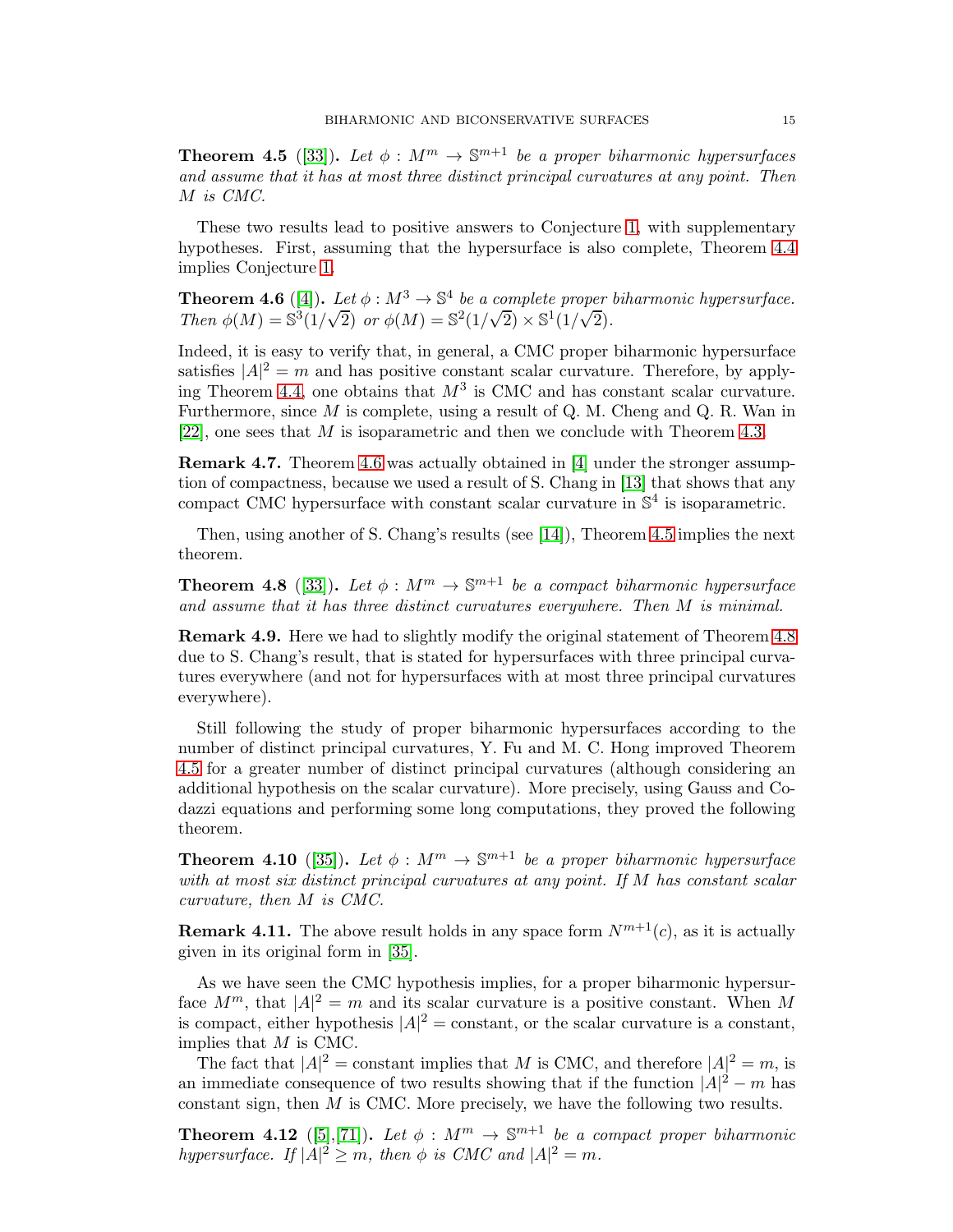**Theorem 4.5** ([33]). *Let $\phi : M^m \to \mathbb{S}^{m+1}$ be a proper biharmonic hypersurfaces and assume that it has at most three distinct principal curvatures at any point. Then $M$ is CMC.*

These two results lead to positive answers to Conjecture 1, with supplementary hypotheses. First, assuming that the hypersurface is also complete, Theorem 4.4 implies Conjecture 1.

**Theorem 4.6** ([4]). *Let $\phi : M^3 \to \mathbb{S}^4$ be a complete proper biharmonic hypersurface. Then $\phi(M) = \mathbb{S}^3(1/\sqrt{2})$ or $\phi(M) = \mathbb{S}^2(1/\sqrt{2}) \times \mathbb{S}^1(1/\sqrt{2})$.*

Indeed, it is easy to verify that, in general, a CMC proper biharmonic hypersurface satisfies $|A|^2 = m$ and has positive constant scalar curvature. Therefore, by applying Theorem 4.4, one obtains that $M^3$ is CMC and has constant scalar curvature. Furthermore, since $M$ is complete, using a result of Q. M. Cheng and Q. R. Wan in [22], one sees that $M$ is isoparametric and then we conclude with Theorem 4.3.

**Remark 4.7.** Theorem 4.6 was actually obtained in [4] under the stronger assumption of compactness, because we used a result of S. Chang in [13] that shows that any compact CMC hypersurface with constant scalar curvature in $\mathbb{S}^4$ is isoparametric.

Then, using another of S. Chang's results (see [14]), Theorem 4.5 implies the next theorem.

**Theorem 4.8** ([33]). *Let $\phi : M^m \to \mathbb{S}^{m+1}$ be a compact biharmonic hypersurface and assume that it has three distinct curvatures everywhere. Then $M$ is minimal.*

**Remark 4.9.** Here we had to slightly modify the original statement of Theorem 4.8 due to S. Chang's result, that is stated for hypersurfaces with three principal curvatures everywhere (and not for hypersurfaces with at most three principal curvatures everywhere).

Still following the study of proper biharmonic hypersurfaces according to the number of distinct principal curvatures, Y. Fu and M. C. Hong improved Theorem 4.5 for a greater number of distinct principal curvatures (although considering an additional hypothesis on the scalar curvature). More precisely, using Gauss and Codazzi equations and performing some long computations, they proved the following theorem.

**Theorem 4.10** ([35]). *Let $\phi : M^m \to \mathbb{S}^{m+1}$ be a proper biharmonic hypersurface with at most six distinct principal curvatures at any point. If $M$ has constant scalar curvature, then $M$ is CMC.*

**Remark 4.11.** The above result holds in any space form $N^{m+1}(c)$, as it is actually given in its original form in [35].

As we have seen the CMC hypothesis implies, for a proper biharmonic hypersurface $M^m$, that $|A|^2 = m$ and its scalar curvature is a positive constant. When $M$ is compact, either hypothesis $|A|^2 =$ constant, or the scalar curvature is a constant, implies that $M$ is CMC.

The fact that $|A|^2 =$ constant implies that $M$ is CMC, and therefore $|A|^2 = m$, is an immediate consequence of two results showing that if the function $|A|^2 - m$ has constant sign, then $M$ is CMC. More precisely, we have the following two results.

**Theorem 4.12** ([5],[71]). *Let $\phi : M^m \to \mathbb{S}^{m+1}$ be a compact proper biharmonic hypersurface. If $|A|^2 \geq m$, then $\phi$ is CMC and $|A|^2 = m$.*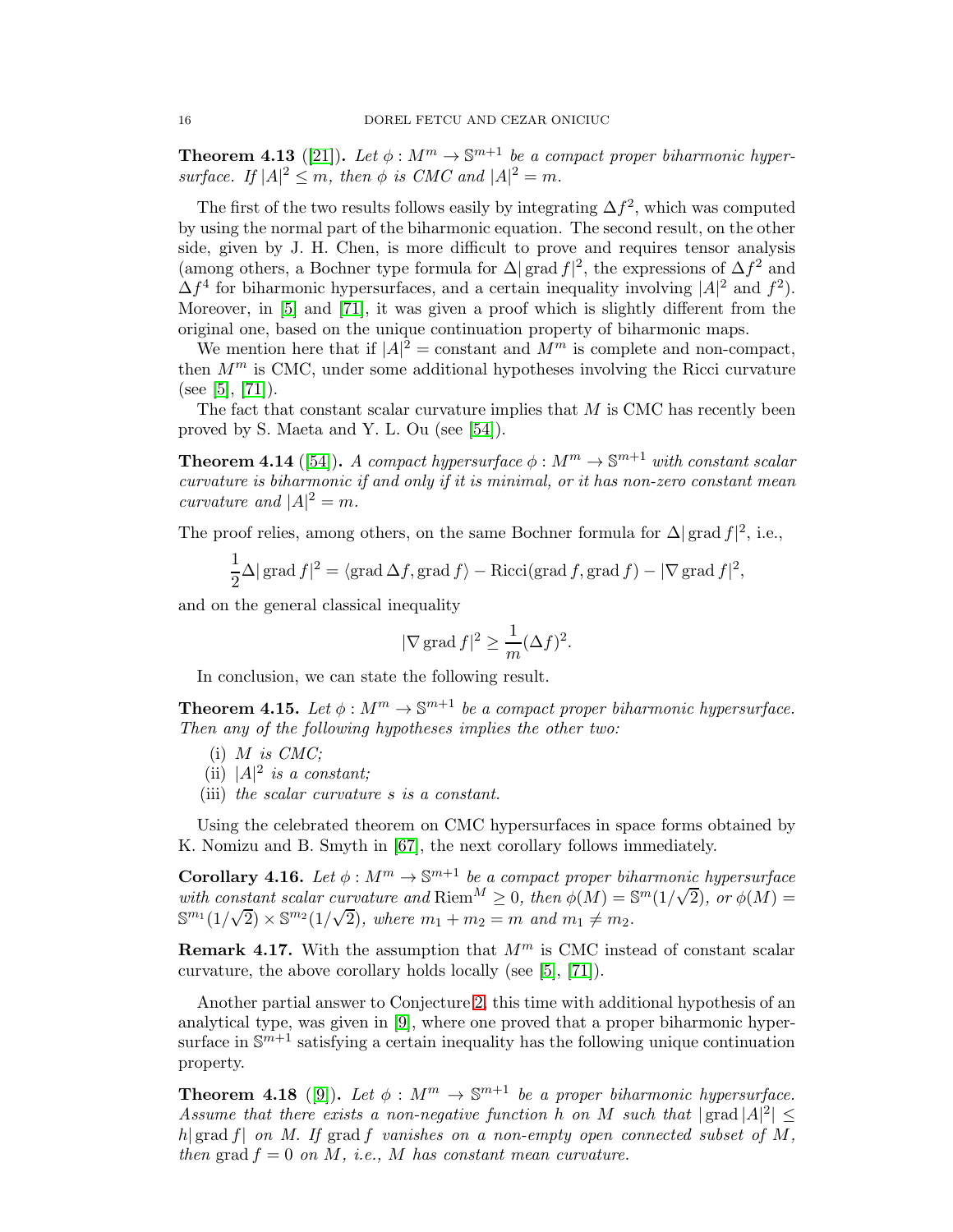**Theorem 4.13** ([21]). *Let $\phi : M^m \to \mathbb{S}^{m+1}$ be a compact proper biharmonic hypersurface. If $|A|^2 \leq m$, then $\phi$ is CMC and $|A|^2 = m$.*

The first of the two results follows easily by integrating $\Delta f^2$, which was computed by using the normal part of the biharmonic equation. The second result, on the other side, given by J. H. Chen, is more difficult to prove and requires tensor analysis (among others, a Bochner type formula for $\Delta |\operatorname{grad} f|^2$, the expressions of $\Delta f^2$ and $\Delta f^4$ for biharmonic hypersurfaces, and a certain inequality involving $|A|^2$ and $f^2$). Moreover, in [5] and [71], it was given a proof which is slightly different from the original one, based on the unique continuation property of biharmonic maps.

We mention here that if $|A|^2 =$ constant and $M^m$ is complete and non-compact, then $M^m$ is CMC, under some additional hypotheses involving the Ricci curvature (see [5], [71]).

The fact that constant scalar curvature implies that $M$ is CMC has recently been proved by S. Maeta and Y. L. Ou (see [54]).

**Theorem 4.14** ([54]). *A compact hypersurface $\phi : M^m \to \mathbb{S}^{m+1}$ with constant scalar curvature is biharmonic if and only if it is minimal, or it has non-zero constant mean curvature and $|A|^2 = m$.*

The proof relies, among others, on the same Bochner formula for $\Delta |\operatorname{grad} f|^2$, i.e.,

$$\frac{1}{2}\Delta |\operatorname{grad} f|^2 = \langle \operatorname{grad} \Delta f, \operatorname{grad} f \rangle - \operatorname{Ricci}(\operatorname{grad} f, \operatorname{grad} f) - |\nabla \operatorname{grad} f|^2,$$

and on the general classical inequality

$$|\nabla \operatorname{grad} f|^2 \geq \frac{1}{m}(\Delta f)^2.$$

In conclusion, we can state the following result.

**Theorem 4.15.** *Let $\phi : M^m \to \mathbb{S}^{m+1}$ be a compact proper biharmonic hypersurface. Then any of the following hypotheses implies the other two:*

(i) *$M$ is CMC;*
(ii) *$|A|^2$ is a constant;*
(iii) *the scalar curvature $s$ is a constant.*

Using the celebrated theorem on CMC hypersurfaces in space forms obtained by K. Nomizu and B. Smyth in [67], the next corollary follows immediately.

**Corollary 4.16.** *Let $\phi : M^m \to \mathbb{S}^{m+1}$ be a compact proper biharmonic hypersurface with constant scalar curvature and $\operatorname{Riem}^M \geq 0$, then $\phi(M) = \mathbb{S}^m(1/\sqrt{2})$, or $\phi(M) = \mathbb{S}^{m_1}(1/\sqrt{2}) \times \mathbb{S}^{m_2}(1/\sqrt{2})$, where $m_1 + m_2 = m$ and $m_1 \neq m_2$.*

**Remark 4.17.** With the assumption that $M^m$ is CMC instead of constant scalar curvature, the above corollary holds locally (see [5], [71]).

Another partial answer to Conjecture 2, this time with additional hypothesis of an analytical type, was given in [9], where one proved that a proper biharmonic hypersurface in $\mathbb{S}^{m+1}$ satisfying a certain inequality has the following unique continuation property.

**Theorem 4.18** ([9]). *Let $\phi : M^m \to \mathbb{S}^{m+1}$ be a proper biharmonic hypersurface. Assume that there exists a non-negative function $h$ on $M$ such that $|\operatorname{grad} |A|^2| \leq h |\operatorname{grad} f|$ on $M$. If $\operatorname{grad} f$ vanishes on a non-empty open connected subset of $M$, then $\operatorname{grad} f = 0$ on $M$, i.e., $M$ has constant mean curvature.*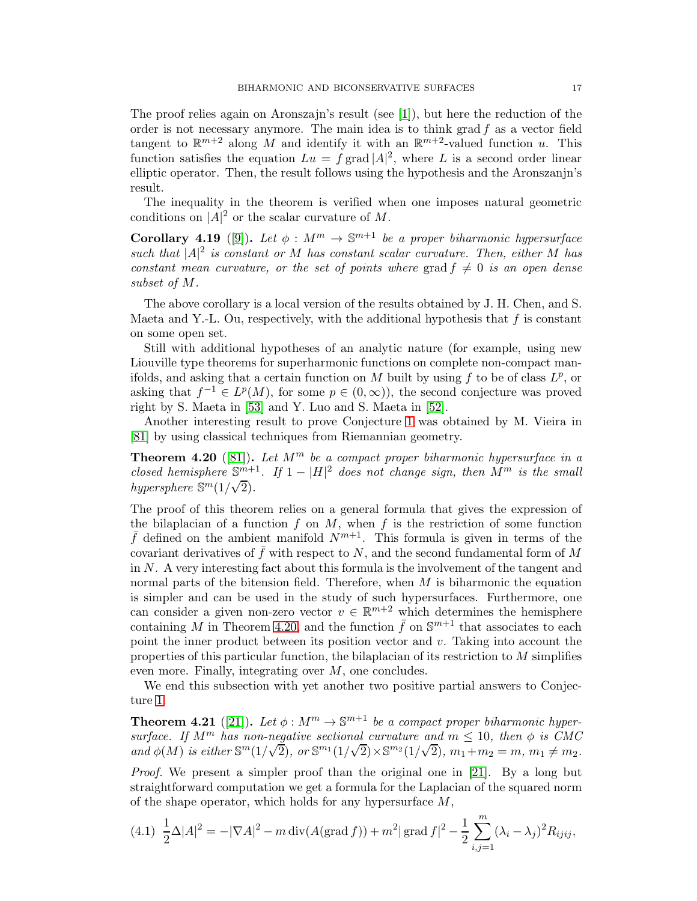The proof relies again on Aronszajn's result (see [1]), but here the reduction of the order is not necessary anymore. The main idea is to think $\operatorname{grad} f$ as a vector field tangent to $\mathbb{R}^{m+2}$ along $M$ and identify it with an $\mathbb{R}^{m+2}$-valued function $u$. This function satisfies the equation $Lu = f \operatorname{grad} |A|^2$, where $L$ is a second order linear elliptic operator. Then, the result follows using the hypothesis and the Aronszanjn's result.

The inequality in the theorem is verified when one imposes natural geometric conditions on $|A|^2$ or the scalar curvature of $M$.

**Corollary 4.19** ([9]). *Let $\phi : M^m \to \mathbb{S}^{m+1}$ be a proper biharmonic hypersurface such that $|A|^2$ is constant or $M$ has constant scalar curvature. Then, either $M$ has constant mean curvature, or the set of points where $\operatorname{grad} f \neq 0$ is an open dense subset of $M$.*

The above corollary is a local version of the results obtained by J. H. Chen, and S. Maeta and Y.-L. Ou, respectively, with the additional hypothesis that $f$ is constant on some open set.

Still with additional hypotheses of an analytic nature (for example, using new Liouville type theorems for superharmonic functions on complete non-compact manifolds, and asking that a certain function on $M$ built by using $f$ to be of class $L^p$, or asking that $f^{-1} \in L^p(M)$, for some $p \in (0, \infty)$), the second conjecture was proved right by S. Maeta in [53] and Y. Luo and S. Maeta in [52].

Another interesting result to prove Conjecture 1 was obtained by M. Vieira in [81] by using classical techniques from Riemannian geometry.

**Theorem 4.20** ([81]). *Let $M^m$ be a compact proper biharmonic hypersurface in a closed hemisphere $\mathbb{S}^{m+1}$. If $1 - |H|^2$ does not change sign, then $M^m$ is the small hypersphere $\mathbb{S}^m(1/\sqrt{2})$.*

The proof of this theorem relies on a general formula that gives the expression of the bilaplacian of a function $f$ on $M$, when $f$ is the restriction of some function $\bar{f}$ defined on the ambient manifold $N^{m+1}$. This formula is given in terms of the covariant derivatives of $\bar{f}$ with respect to $N$, and the second fundamental form of $M$ in $N$. A very interesting fact about this formula is the involvement of the tangent and normal parts of the bitension field. Therefore, when $M$ is biharmonic the equation is simpler and can be used in the study of such hypersurfaces. Furthermore, one can consider a given non-zero vector $v \in \mathbb{R}^{m+2}$ which determines the hemisphere containing $M$ in Theorem 4.20, and the function $\bar{f}$ on $\mathbb{S}^{m+1}$ that associates to each point the inner product between its position vector and $v$. Taking into account the properties of this particular function, the bilaplacian of its restriction to $M$ simplifies even more. Finally, integrating over $M$, one concludes.

We end this subsection with yet another two positive partial answers to Conjecture 1.

**Theorem 4.21** ([21]). *Let $\phi : M^m \to \mathbb{S}^{m+1}$ be a compact proper biharmonic hypersurface. If $M^m$ has non-negative sectional curvature and $m \leq 10$, then $\phi$ is CMC and $\phi(M)$ is either $\mathbb{S}^m(1/\sqrt{2})$, or $\mathbb{S}^{m_1}(1/\sqrt{2}) \times \mathbb{S}^{m_2}(1/\sqrt{2})$, $m_1 + m_2 = m$, $m_1 \neq m_2$.*

*Proof.* We present a simpler proof than the original one in [21]. By a long but straightforward computation we get a formula for the Laplacian of the squared norm of the shape operator, which holds for any hypersurface $M$,

$$\frac{1}{2}\Delta |A|^2 = -|\nabla A|^2 - m \operatorname{div}(A(\operatorname{grad} f)) + m^2 |\operatorname{grad} f|^2 - \frac{1}{2}\sum_{i,j=1}^{m} (\lambda_i - \lambda_j)^2 R_{ijij}, \tag{4.1}$$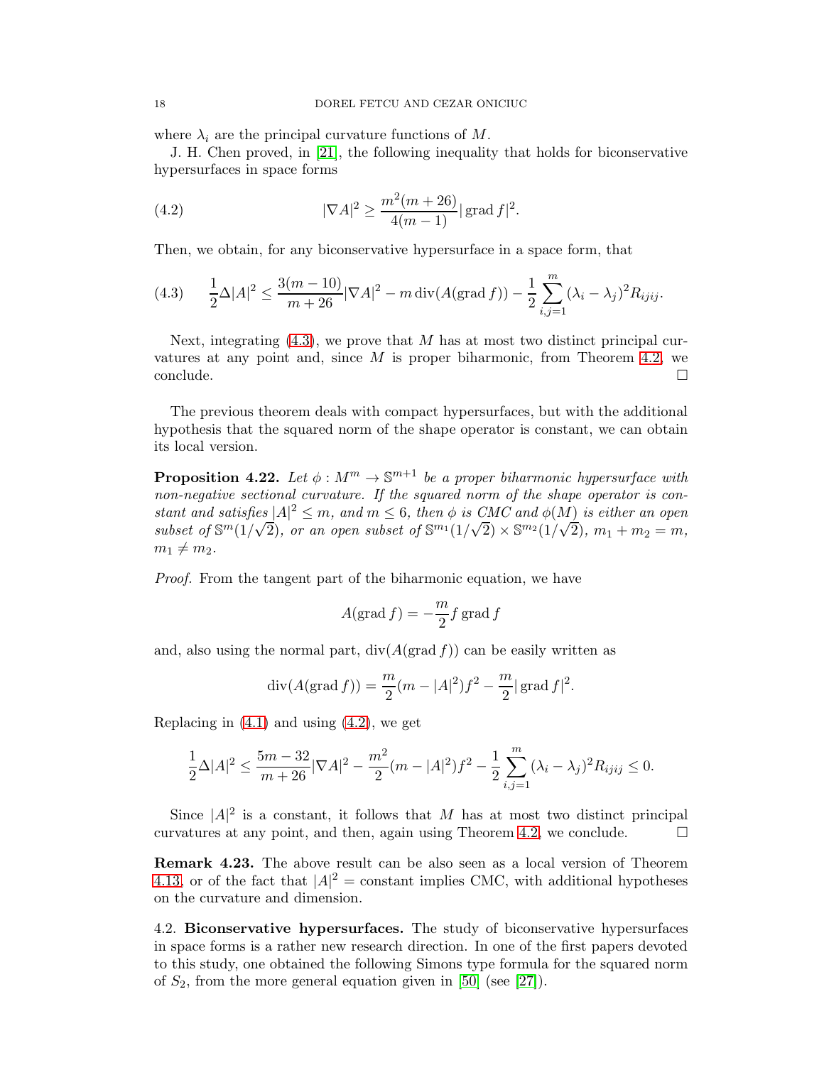where $\lambda_i$ are the principal curvature functions of $M$.

J. H. Chen proved, in [21], the following inequality that holds for biconservative hypersurfaces in space forms

$$|\nabla A|^2 \geq \frac{m^2(m+26)}{4(m-1)} |\operatorname{grad} f|^2. \tag{4.2}$$

Then, we obtain, for any biconservative hypersurface in a space form, that

$$\frac{1}{2}\Delta |A|^2 \leq \frac{3(m-10)}{m+26}|\nabla A|^2 - m \operatorname{div}(A(\operatorname{grad} f)) - \frac{1}{2}\sum_{i,j=1}^{m}(\lambda_i - \lambda_j)^2 R_{ijij}. \tag{4.3}$$

Next, integrating (4.3), we prove that $M$ has at most two distinct principal curvatures at any point and, since $M$ is proper biharmonic, from Theorem 4.2, we conclude. $\square$

The previous theorem deals with compact hypersurfaces, but with the additional hypothesis that the squared norm of the shape operator is constant, we can obtain its local version.

**Proposition 4.22.** *Let $\phi : M^m \to \mathbb{S}^{m+1}$ be a proper biharmonic hypersurface with non-negative sectional curvature. If the squared norm of the shape operator is constant and satisfies $|A|^2 \leq m$, and $m \leq 6$, then $\phi$ is CMC and $\phi(M)$ is either an open subset of $\mathbb{S}^m(1/\sqrt{2})$, or an open subset of $\mathbb{S}^{m_1}(1/\sqrt{2}) \times \mathbb{S}^{m_2}(1/\sqrt{2})$, $m_1 + m_2 = m$, $m_1 \neq m_2$.*

*Proof.* From the tangent part of the biharmonic equation, we have

$$A(\operatorname{grad} f) = -\frac{m}{2} f \operatorname{grad} f$$

and, also using the normal part, $\operatorname{div}(A(\operatorname{grad} f))$ can be easily written as

$$\operatorname{div}(A(\operatorname{grad} f)) = \frac{m}{2}(m - |A|^2)f^2 - \frac{m}{2}|\operatorname{grad} f|^2.$$

Replacing in (4.1) and using (4.2), we get

$$\frac{1}{2}\Delta |A|^2 \leq \frac{5m-32}{m+26}|\nabla A|^2 - \frac{m^2}{2}(m - |A|^2)f^2 - \frac{1}{2}\sum_{i,j=1}^{m}(\lambda_i - \lambda_j)^2 R_{ijij} \leq 0.$$

Since $|A|^2$ is a constant, it follows that $M$ has at most two distinct principal curvatures at any point, and then, again using Theorem 4.2, we conclude. $\square$

**Remark 4.23.** The above result can be also seen as a local version of Theorem 4.13, or of the fact that $|A|^2 = \text{constant}$ implies CMC, with additional hypotheses on the curvature and dimension.

4.2. **Biconservative hypersurfaces.** The study of biconservative hypersurfaces in space forms is a rather new research direction. In one of the first papers devoted to this study, one obtained the following Simons type formula for the squared norm of $S_2$, from the more general equation given in [50] (see [27]).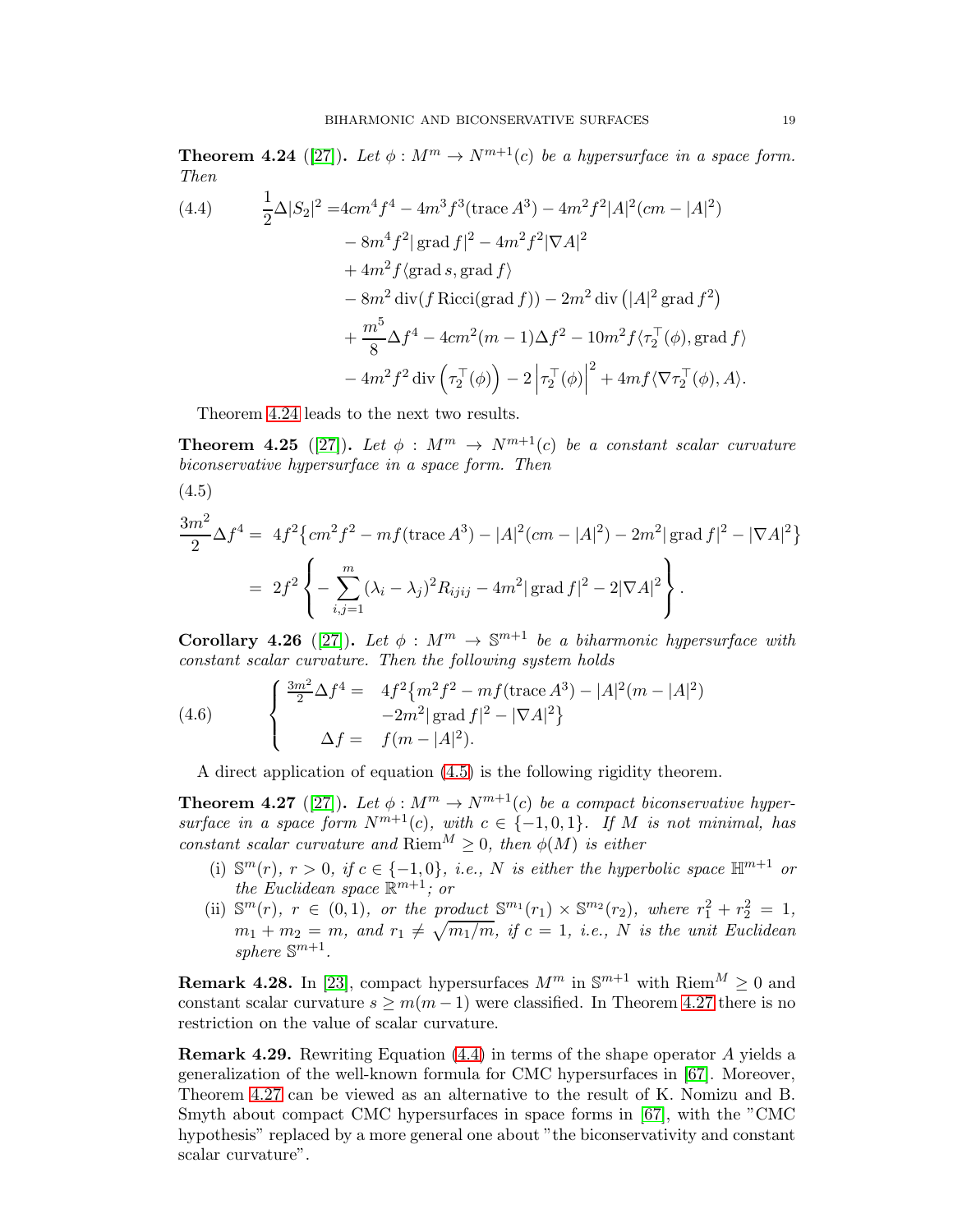**Theorem 4.24** ([27]). *Let $\phi : M^m \to N^{m+1}(c)$ be a hypersurface in a space form. Then*

$$
\begin{aligned}
\frac{1}{2}\Delta|S_2|^2 =& 4cm^4 f^4 - 4m^3 f^3(\operatorname{trace} A^3) - 4m^2 f^2 |A|^2(cm - |A|^2) \\
&- 8m^4 f^2 |\operatorname{grad} f|^2 - 4m^2 f^2 |\nabla A|^2 \\
&+ 4m^2 f \langle \operatorname{grad} s, \operatorname{grad} f \rangle \\
&- 8m^2 \operatorname{div}(f \operatorname{Ricci}(\operatorname{grad} f)) - 2m^2 \operatorname{div}\left(|A|^2 \operatorname{grad} f^2\right) \\
&+ \frac{m^5}{8}\Delta f^4 - 4cm^2(m-1)\Delta f^2 - 10m^2 f \langle \tau_2^{\top}(\phi), \operatorname{grad} f\rangle \\
&- 4m^2 f^2 \operatorname{div}\left(\tau_2^{\top}(\phi)\right) - 2\left|\tau_2^{\top}(\phi)\right|^2 + 4mf\langle \nabla \tau_2^{\top}(\phi), A\rangle.
\end{aligned} \tag{4.4}
$$

Theorem 4.24 leads to the next two results.

**Theorem 4.25** ([27]). *Let $\phi : M^m \to N^{m+1}(c)$ be a constant scalar curvature biconservative hypersurface in a space form. Then*

$$
\begin{aligned}
\frac{3m^2}{2}\Delta f^4 =& \ 4f^2\left\{cm^2 f^2 - mf(\operatorname{trace} A^3) - |A|^2(cm - |A|^2) - 2m^2|\operatorname{grad} f|^2 - |\nabla A|^2\right\} \\
=& \ 2f^2\left\{-\sum_{i,j=1}^{m}(\lambda_i - \lambda_j)^2 R_{ijij} - 4m^2|\operatorname{grad} f|^2 - 2|\nabla A|^2\right\}.
\end{aligned} \tag{4.5}
$$

**Corollary 4.26** ([27]). *Let $\phi : M^m \to \mathbb{S}^{m+1}$ be a biharmonic hypersurface with constant scalar curvature. Then the following system holds*

$$
\begin{cases}
\frac{3m^2}{2}\Delta f^4 = & 4f^2\left\{m^2 f^2 - mf(\operatorname{trace} A^3) - |A|^2(m - |A|^2)\right. \\
& \left. -2m^2|\operatorname{grad} f|^2 - |\nabla A|^2\right\} \\
\quad\ \Delta f = & f(m - |A|^2).
\end{cases} \tag{4.6}
$$

A direct application of equation (4.5) is the following rigidity theorem.

**Theorem 4.27** ([27]). *Let $\phi : M^m \to N^{m+1}(c)$ be a compact biconservative hypersurface in a space form $N^{m+1}(c)$, with $c \in \{-1, 0, 1\}$. If $M$ is not minimal, has constant scalar curvature and $\operatorname{Riem}^M \geq 0$, then $\phi(M)$ is either*

- (i) $\mathbb{S}^m(r)$, $r > 0$, *if $c \in \{-1, 0\}$, i.e., $N$ is either the hyperbolic space $\mathbb{H}^{m+1}$ or the Euclidean space $\mathbb{R}^{m+1}$; or*
- (ii) $\mathbb{S}^m(r)$, $r \in (0, 1)$, *or the product $\mathbb{S}^{m_1}(r_1) \times \mathbb{S}^{m_2}(r_2)$, where $r_1^2 + r_2^2 = 1$, $m_1 + m_2 = m$, and $r_1 \neq \sqrt{m_1/m}$, if $c = 1$, i.e., $N$ is the unit Euclidean sphere $\mathbb{S}^{m+1}$.*

**Remark 4.28.** In [23], compact hypersurfaces $M^m$ in $\mathbb{S}^{m+1}$ with $\operatorname{Riem}^M \geq 0$ and constant scalar curvature $s \geq m(m-1)$ were classified. In Theorem 4.27 there is no restriction on the value of scalar curvature.

**Remark 4.29.** Rewriting Equation (4.4) in terms of the shape operator $A$ yields a generalization of the well-known formula for CMC hypersurfaces in [67]. Moreover, Theorem 4.27 can be viewed as an alternative to the result of K. Nomizu and B. Smyth about compact CMC hypersurfaces in space forms in [67], with the "CMC hypothesis" replaced by a more general one about "the biconservativity and constant scalar curvature".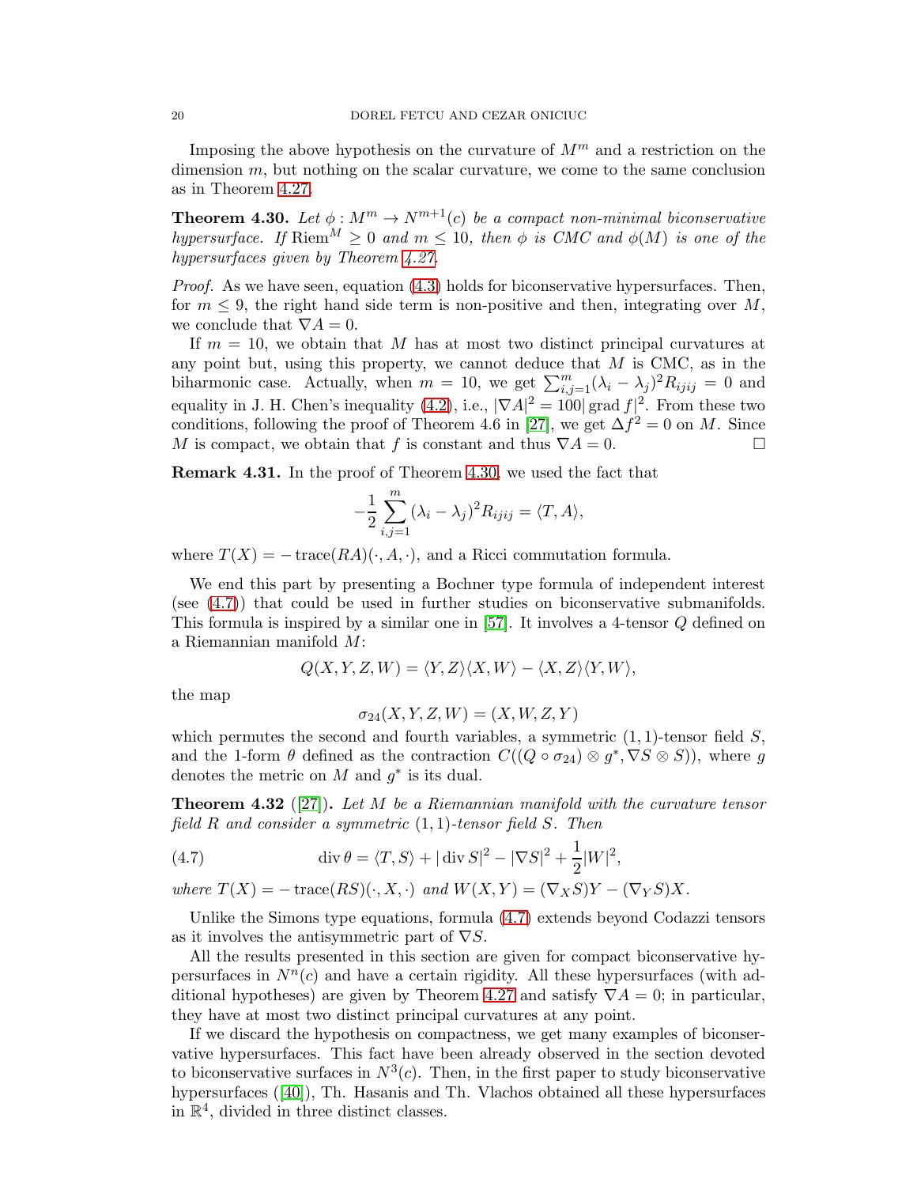Imposing the above hypothesis on the curvature of $M^m$ and a restriction on the dimension $m$, but nothing on the scalar curvature, we come to the same conclusion as in Theorem 4.27.

**Theorem 4.30.** *Let $\phi : M^m \to N^{m+1}(c)$ be a compact non-minimal biconservative hypersurface. If $\mathrm{Riem}^M \geq 0$ and $m \leq 10$, then $\phi$ is CMC and $\phi(M)$ is one of the hypersurfaces given by Theorem 4.27.*

*Proof.* As we have seen, equation (4.3) holds for biconservative hypersurfaces. Then, for $m \leq 9$, the right hand side term is non-positive and then, integrating over $M$, we conclude that $\nabla A = 0$.

If $m = 10$, we obtain that $M$ has at most two distinct principal curvatures at any point but, using this property, we cannot deduce that $M$ is CMC, as in the biharmonic case. Actually, when $m = 10$, we get $\sum_{i,j=1}^{m} (\lambda_i - \lambda_j)^2 R_{ijij} = 0$ and equality in J. H. Chen's inequality (4.2), i.e., $|\nabla A|^2 = 100|\operatorname{grad} f|^2$. From these two conditions, following the proof of Theorem 4.6 in [27], we get $\Delta f^2 = 0$ on $M$. Since $M$ is compact, we obtain that $f$ is constant and thus $\nabla A = 0$. □

**Remark 4.31.** In the proof of Theorem 4.30, we used the fact that

$$-\frac{1}{2}\sum_{i,j=1}^{m} (\lambda_i - \lambda_j)^2 R_{ijij} = \langle T, A\rangle,$$

where $T(X) = -\operatorname{trace}(RA)(\cdot, A, \cdot)$, and a Ricci commutation formula.

We end this part by presenting a Bochner type formula of independent interest (see (4.7)) that could be used in further studies on biconservative submanifolds. This formula is inspired by a similar one in [57]. It involves a 4-tensor $Q$ defined on a Riemannian manifold $M$:

$$Q(X, Y, Z, W) = \langle Y, Z\rangle\langle X, W\rangle - \langle X, Z\rangle\langle Y, W\rangle,$$

the map

$$\sigma_{24}(X, Y, Z, W) = (X, W, Z, Y)$$

which permutes the second and fourth variables, a symmetric $(1,1)$-tensor field $S$, and the 1-form $\theta$ defined as the contraction $C((Q \circ \sigma_{24}) \otimes g^*, \nabla S \otimes S))$, where $g$ denotes the metric on $M$ and $g^*$ is its dual.

**Theorem 4.32** ([27]). *Let $M$ be a Riemannian manifold with the curvature tensor field $R$ and consider a symmetric $(1,1)$-tensor field $S$. Then*

$$\operatorname{div} \theta = \langle T, S\rangle + |\operatorname{div} S|^2 - |\nabla S|^2 + \frac{1}{2}|W|^2, \tag{4.7}$$

*where $T(X) = -\operatorname{trace}(RS)(\cdot, X, \cdot)$ and $W(X, Y) = (\nabla_X S)Y - (\nabla_Y S)X$.*

Unlike the Simons type equations, formula (4.7) extends beyond Codazzi tensors as it involves the antisymmetric part of $\nabla S$.

All the results presented in this section are given for compact biconservative hypersurfaces in $N^n(c)$ and have a certain rigidity. All these hypersurfaces (with additional hypotheses) are given by Theorem 4.27 and satisfy $\nabla A = 0$; in particular, they have at most two distinct principal curvatures at any point.

If we discard the hypothesis on compactness, we get many examples of biconservative hypersurfaces. This fact have been already observed in the section devoted to biconservative surfaces in $N^3(c)$. Then, in the first paper to study biconservative hypersurfaces ([40]), Th. Hasanis and Th. Vlachos obtained all these hypersurfaces in $\mathbb{R}^4$, divided in three distinct classes.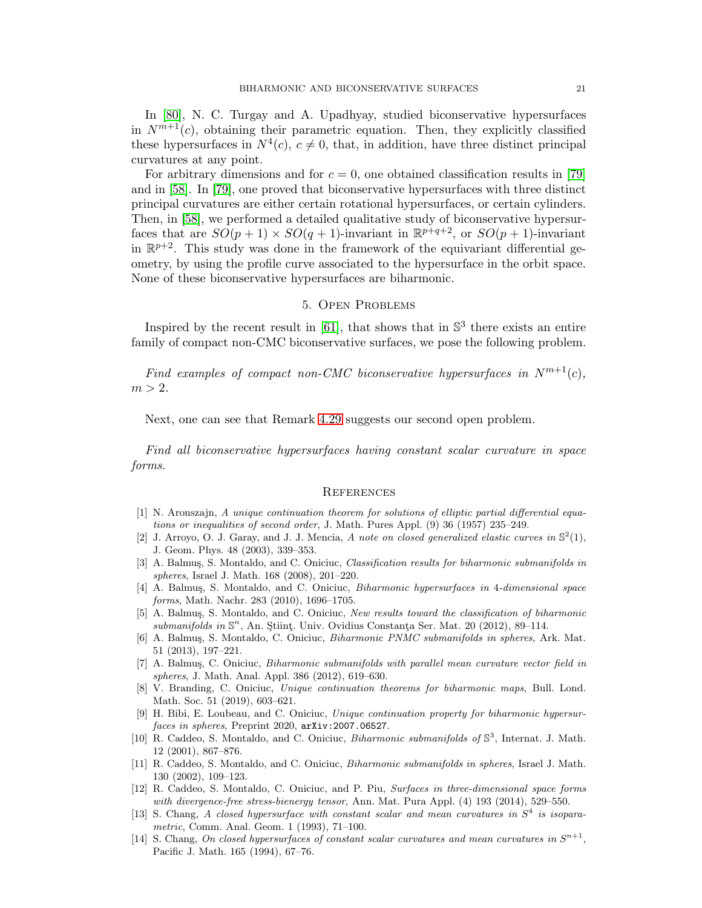In [80], N. C. Turgay and A. Upadhyay, studied biconservative hypersurfaces in $N^{m+1}(c)$, obtaining their parametric equation. Then, they explicitly classified these hypersurfaces in $N^4(c)$, $c \neq 0$, that, in addition, have three distinct principal curvatures at any point.

For arbitrary dimensions and for $c = 0$, one obtained classification results in [79] and in [58]. In [79], one proved that biconservative hypersurfaces with three distinct principal curvatures are either certain rotational hypersurfaces, or certain cylinders. Then, in [58], we performed a detailed qualitative study of biconservative hypersurfaces that are $SO(p+1) \times SO(q+1)$-invariant in $\mathbb{R}^{p+q+2}$, or $SO(p+1)$-invariant in $\mathbb{R}^{p+2}$. This study was done in the framework of the equivariant differential geometry, by using the profile curve associated to the hypersurface in the orbit space. None of these biconservative hypersurfaces are biharmonic.

## 5. Open Problems

Inspired by the recent result in [61], that shows that in $\mathbb{S}^3$ there exists an entire family of compact non-CMC biconservative surfaces, we pose the following problem.

*Find examples of compact non-CMC biconservative hypersurfaces in $N^{m+1}(c)$, $m > 2$.*

Next, one can see that Remark 4.29 suggests our second open problem.

*Find all biconservative hypersurfaces having constant scalar curvature in space forms.*

## References

[1] N. Aronszajn, *A unique continuation theorem for solutions of elliptic partial differential equations or inequalities of second order*, J. Math. Pures Appl. (9) 36 (1957) 235–249.

[2] J. Arroyo, O. J. Garay, and J. J. Mencia, *A note on closed generalized elastic curves in $\mathbb{S}^2(1)$*, J. Geom. Phys. 48 (2003), 339–353.

[3] A. Balmuş, S. Montaldo, and C. Oniciuc, *Classification results for biharmonic submanifolds in spheres*, Israel J. Math. 168 (2008), 201–220.

[4] A. Balmuş, S. Montaldo, and C. Oniciuc, *Biharmonic hypersurfaces in 4-dimensional space forms*, Math. Nachr. 283 (2010), 1696–1705.

[5] A. Balmuş, S. Montaldo, and C. Oniciuc, *New results toward the classification of biharmonic submanifolds in $\mathbb{S}^n$*, An. Ştiinţ. Univ. Ovidius Constanţa Ser. Mat. 20 (2012), 89–114.

[6] A. Balmuş, S. Montaldo, C. Oniciuc, *Biharmonic PNMC submanifolds in spheres*, Ark. Mat. 51 (2013), 197–221.

[7] A. Balmuş, C. Oniciuc, *Biharmonic submanifolds with parallel mean curvature vector field in spheres*, J. Math. Anal. Appl. 386 (2012), 619–630.

[8] V. Branding, C. Oniciuc, *Unique continuation theorems for biharmonic maps*, Bull. Lond. Math. Soc. 51 (2019), 603–621.

[9] H. Bibi, E. Loubeau, and C. Oniciuc, *Unique continuation property for biharmonic hypersurfaces in spheres*, Preprint 2020, `arXiv:2007.06527`.

[10] R. Caddeo, S. Montaldo, and C. Oniciuc, *Biharmonic submanifolds of $\mathbb{S}^3$*, Internat. J. Math. 12 (2001), 867–876.

[11] R. Caddeo, S. Montaldo, and C. Oniciuc, *Biharmonic submanifolds in spheres*, Israel J. Math. 130 (2002), 109–123.

[12] R. Caddeo, S. Montaldo, C. Oniciuc, and P. Piu, *Surfaces in three-dimensional space forms with divergence-free stress-bienergy tensor*, Ann. Mat. Pura Appl. (4) 193 (2014), 529–550.

[13] S. Chang, *A closed hypersurface with constant scalar and mean curvatures in $S^4$ is isoparametric*, Comm. Anal. Geom. 1 (1993), 71–100.

[14] S. Chang, *On closed hypersurfaces of constant scalar curvatures and mean curvatures in $S^{n+1}$*, Pacific J. Math. 165 (1994), 67–76.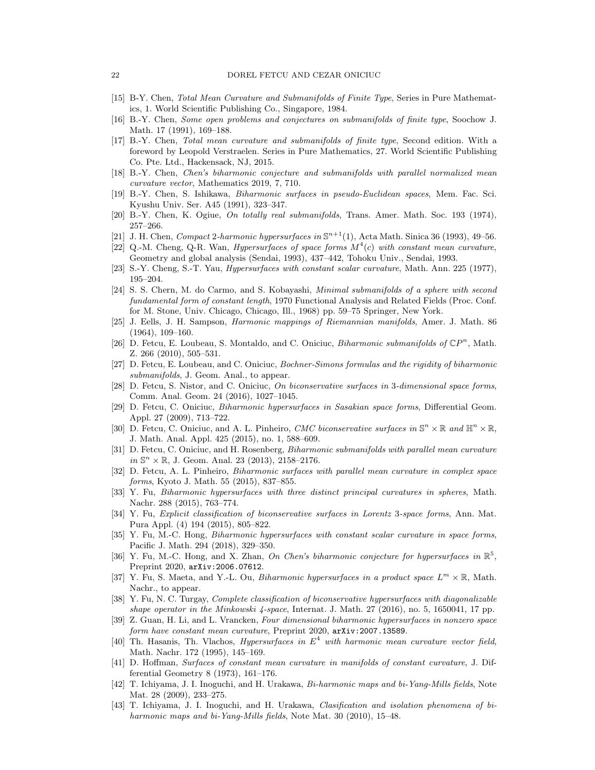[15] B-Y. Chen, *Total Mean Curvature and Submanifolds of Finite Type*, Series in Pure Mathematics, 1. World Scientific Publishing Co., Singapore, 1984.

[16] B.-Y. Chen, *Some open problems and conjectures on submanifolds of finite type*, Soochow J. Math. 17 (1991), 169–188.

[17] B.-Y. Chen, *Total mean curvature and submanifolds of finite type*, Second edition. With a foreword by Leopold Verstraelen. Series in Pure Mathematics, 27. World Scientific Publishing Co. Pte. Ltd., Hackensack, NJ, 2015.

[18] B.-Y. Chen, *Chen's biharmonic conjecture and submanifolds with parallel normalized mean curvature vector*, Mathematics 2019, 7, 710.

[19] B.-Y. Chen, S. Ishikawa, *Biharmonic surfaces in pseudo-Euclidean spaces*, Mem. Fac. Sci. Kyushu Univ. Ser. A45 (1991), 323–347.

[20] B.-Y. Chen, K. Ogiue, *On totally real submanifolds*, Trans. Amer. Math. Soc. 193 (1974), 257–266.

[21] J. H. Chen, *Compact 2-harmonic hypersurfaces in* $\mathbb{S}^{n+1}(1)$, Acta Math. Sinica 36 (1993), 49–56.

[22] Q.-M. Cheng, Q-R. Wan, *Hypersurfaces of space forms* $M^4(c)$ *with constant mean curvature*, Geometry and global analysis (Sendai, 1993), 437–442, Tohoku Univ., Sendai, 1993.

[23] S.-Y. Cheng, S.-T. Yau, *Hypersurfaces with constant scalar curvature*, Math. Ann. 225 (1977), 195–204.

[24] S. S. Chern, M. do Carmo, and S. Kobayashi, *Minimal submanifolds of a sphere with second fundamental form of constant length*, 1970 Functional Analysis and Related Fields (Proc. Conf. for M. Stone, Univ. Chicago, Chicago, Ill., 1968) pp. 59–75 Springer, New York.

[25] J. Eells, J. H. Sampson, *Harmonic mappings of Riemannian manifolds*, Amer. J. Math. 86 (1964), 109–160.

[26] D. Fetcu, E. Loubeau, S. Montaldo, and C. Oniciuc, *Biharmonic submanifolds of* $\mathbb{C}P^n$, Math. Z. 266 (2010), 505–531.

[27] D. Fetcu, E. Loubeau, and C. Oniciuc, *Bochner-Simons formulas and the rigidity of biharmonic submanifolds*, J. Geom. Anal., to appear.

[28] D. Fetcu, S. Nistor, and C. Oniciuc, *On biconservative surfaces in 3-dimensional space forms*, Comm. Anal. Geom. 24 (2016), 1027–1045.

[29] D. Fetcu, C. Oniciuc, *Biharmonic hypersurfaces in Sasakian space forms*, Differential Geom. Appl. 27 (2009), 713–722.

[30] D. Fetcu, C. Oniciuc, and A. L. Pinheiro, *CMC biconservative surfaces in* $\mathbb{S}^n \times \mathbb{R}$ *and* $\mathbb{H}^n \times \mathbb{R}$, J. Math. Anal. Appl. 425 (2015), no. 1, 588–609.

[31] D. Fetcu, C. Oniciuc, and H. Rosenberg, *Biharmonic submanifolds with parallel mean curvature in* $\mathbb{S}^n \times \mathbb{R}$, J. Geom. Anal. 23 (2013), 2158–2176.

[32] D. Fetcu, A. L. Pinheiro, *Biharmonic surfaces with parallel mean curvature in complex space forms*, Kyoto J. Math. 55 (2015), 837–855.

[33] Y. Fu, *Biharmonic hypersurfaces with three distinct principal curvatures in spheres*, Math. Nachr. 288 (2015), 763–774.

[34] Y. Fu, *Explicit classification of biconservative surfaces in Lorentz 3-space forms*, Ann. Mat. Pura Appl. (4) 194 (2015), 805–822.

[35] Y. Fu, M.-C. Hong, *Biharmonic hypersurfaces with constant scalar curvature in space forms*, Pacific J. Math. 294 (2018), 329–350.

[36] Y. Fu, M.-C. Hong, and X. Zhan, *On Chen's biharmonic conjecture for hypersurfaces in* $\mathbb{R}^5$, Preprint 2020, arXiv:2006.07612.

[37] Y. Fu, S. Maeta, and Y.-L. Ou, *Biharmonic hypersurfaces in a product space* $L^m \times \mathbb{R}$, Math. Nachr., to appear.

[38] Y. Fu, N. C. Turgay, *Complete classification of biconservative hypersurfaces with diagonalizable shape operator in the Minkowski 4-space*, Internat. J. Math. 27 (2016), no. 5, 1650041, 17 pp.

[39] Z. Guan, H. Li, and L. Vrancken, *Four dimensional biharmonic hypersurfaces in nonzero space form have constant mean curvature*, Preprint 2020, arXiv:2007.13589.

[40] Th. Hasanis, Th. Vlachos, *Hypersurfaces in* $E^4$ *with harmonic mean curvature vector field*, Math. Nachr. 172 (1995), 145–169.

[41] D. Hoffman, *Surfaces of constant mean curvature in manifolds of constant curvature*, J. Differential Geometry 8 (1973), 161–176.

[42] T. Ichiyama, J. I. Inoguchi, and H. Urakawa, *Bi-harmonic maps and bi-Yang-Mills fields*, Note Mat. 28 (2009), 233–275.

[43] T. Ichiyama, J. I. Inoguchi, and H. Urakawa, *Clasification and isolation phenomena of bi-harmonic maps and bi-Yang-Mills fields*, Note Mat. 30 (2010), 15–48.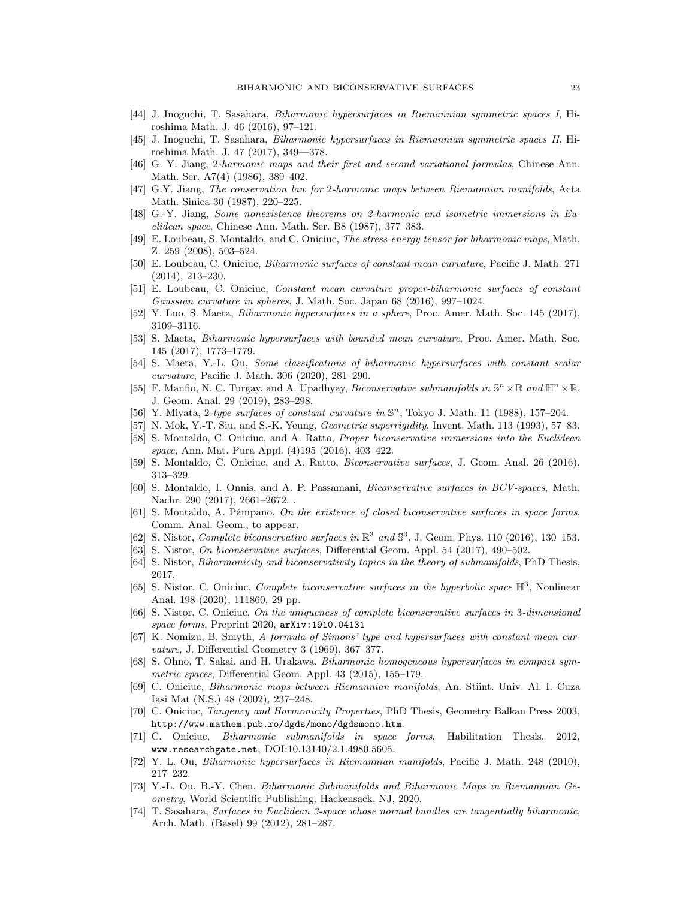[44] J. Inoguchi, T. Sasahara, *Biharmonic hypersurfaces in Riemannian symmetric spaces I*, Hiroshima Math. J. 46 (2016), 97–121.

[45] J. Inoguchi, T. Sasahara, *Biharmonic hypersurfaces in Riemannian symmetric spaces II*, Hiroshima Math. J. 47 (2017), 349—378.

[46] G. Y. Jiang, *2-harmonic maps and their first and second variational formulas*, Chinese Ann. Math. Ser. A7(4) (1986), 389–402.

[47] G.Y. Jiang, *The conservation law for 2-harmonic maps between Riemannian manifolds*, Acta Math. Sinica 30 (1987), 220–225.

[48] G.-Y. Jiang, *Some nonexistence theorems on 2-harmonic and isometric immersions in Euclidean space*, Chinese Ann. Math. Ser. B8 (1987), 377–383.

[49] E. Loubeau, S. Montaldo, and C. Oniciuc, *The stress-energy tensor for biharmonic maps*, Math. Z. 259 (2008), 503–524.

[50] E. Loubeau, C. Oniciuc, *Biharmonic surfaces of constant mean curvature*, Pacific J. Math. 271 (2014), 213–230.

[51] E. Loubeau, C. Oniciuc, *Constant mean curvature proper-biharmonic surfaces of constant Gaussian curvature in spheres*, J. Math. Soc. Japan 68 (2016), 997–1024.

[52] Y. Luo, S. Maeta, *Biharmonic hypersurfaces in a sphere*, Proc. Amer. Math. Soc. 145 (2017), 3109–3116.

[53] S. Maeta, *Biharmonic hypersurfaces with bounded mean curvature*, Proc. Amer. Math. Soc. 145 (2017), 1773–1779.

[54] S. Maeta, Y.-L. Ou, *Some classifications of biharmonic hypersurfaces with constant scalar curvature*, Pacific J. Math. 306 (2020), 281–290.

[55] F. Manfio, N. C. Turgay, and A. Upadhyay, *Biconservative submanifolds in $\mathbb{S}^n \times \mathbb{R}$ and $\mathbb{H}^n \times \mathbb{R}$*, J. Geom. Anal. 29 (2019), 283–298.

[56] Y. Miyata, *2-type surfaces of constant curvature in $\mathbb{S}^n$*, Tokyo J. Math. 11 (1988), 157–204.

[57] N. Mok, Y.-T. Siu, and S.-K. Yeung, *Geometric superrigidity*, Invent. Math. 113 (1993), 57–83.

[58] S. Montaldo, C. Oniciuc, and A. Ratto, *Proper biconservative immersions into the Euclidean space*, Ann. Mat. Pura Appl. (4)195 (2016), 403–422.

[59] S. Montaldo, C. Oniciuc, and A. Ratto, *Biconservative surfaces*, J. Geom. Anal. 26 (2016), 313–329.

[60] S. Montaldo, I. Onnis, and A. P. Passamani, *Biconservative surfaces in BCV-spaces*, Math. Nachr. 290 (2017), 2661–2672. .

[61] S. Montaldo, A. Pámpano, *On the existence of closed biconservative surfaces in space forms*, Comm. Anal. Geom., to appear.

[62] S. Nistor, *Complete biconservative surfaces in $\mathbb{R}^3$ and $\mathbb{S}^3$*, J. Geom. Phys. 110 (2016), 130–153.

[63] S. Nistor, *On biconservative surfaces*, Differential Geom. Appl. 54 (2017), 490–502.

[64] S. Nistor, *Biharmonicity and biconservativity topics in the theory of submanifolds*, PhD Thesis, 2017.

[65] S. Nistor, C. Oniciuc, *Complete biconservative surfaces in the hyperbolic space $\mathbb{H}^3$*, Nonlinear Anal. 198 (2020), 111860, 29 pp.

[66] S. Nistor, C. Oniciuc, *On the uniqueness of complete biconservative surfaces in 3-dimensional space forms*, Preprint 2020, arXiv:1910.04131

[67] K. Nomizu, B. Smyth, *A formula of Simons' type and hypersurfaces with constant mean curvature*, J. Differential Geometry 3 (1969), 367–377.

[68] S. Ohno, T. Sakai, and H. Urakawa, *Biharmonic homogeneous hypersurfaces in compact symmetric spaces*, Differential Geom. Appl. 43 (2015), 155–179.

[69] C. Oniciuc, *Biharmonic maps between Riemannian manifolds*, An. Stiint. Univ. Al. I. Cuza Iasi Mat (N.S.) 48 (2002), 237–248.

[70] C. Oniciuc, *Tangency and Harmonicity Properties*, PhD Thesis, Geometry Balkan Press 2003, http://www.mathem.pub.ro/dgds/mono/dgdsmono.htm.

[71] C. Oniciuc, *Biharmonic submanifolds in space forms*, Habilitation Thesis, 2012, www.researchgate.net, DOI:10.13140/2.1.4980.5605.

[72] Y. L. Ou, *Biharmonic hypersurfaces in Riemannian manifolds*, Pacific J. Math. 248 (2010), 217–232.

[73] Y.-L. Ou, B.-Y. Chen, *Biharmonic Submanifolds and Biharmonic Maps in Riemannian Geometry*, World Scientific Publishing, Hackensack, NJ, 2020.

[74] T. Sasahara, *Surfaces in Euclidean 3-space whose normal bundles are tangentially biharmonic*, Arch. Math. (Basel) 99 (2012), 281–287.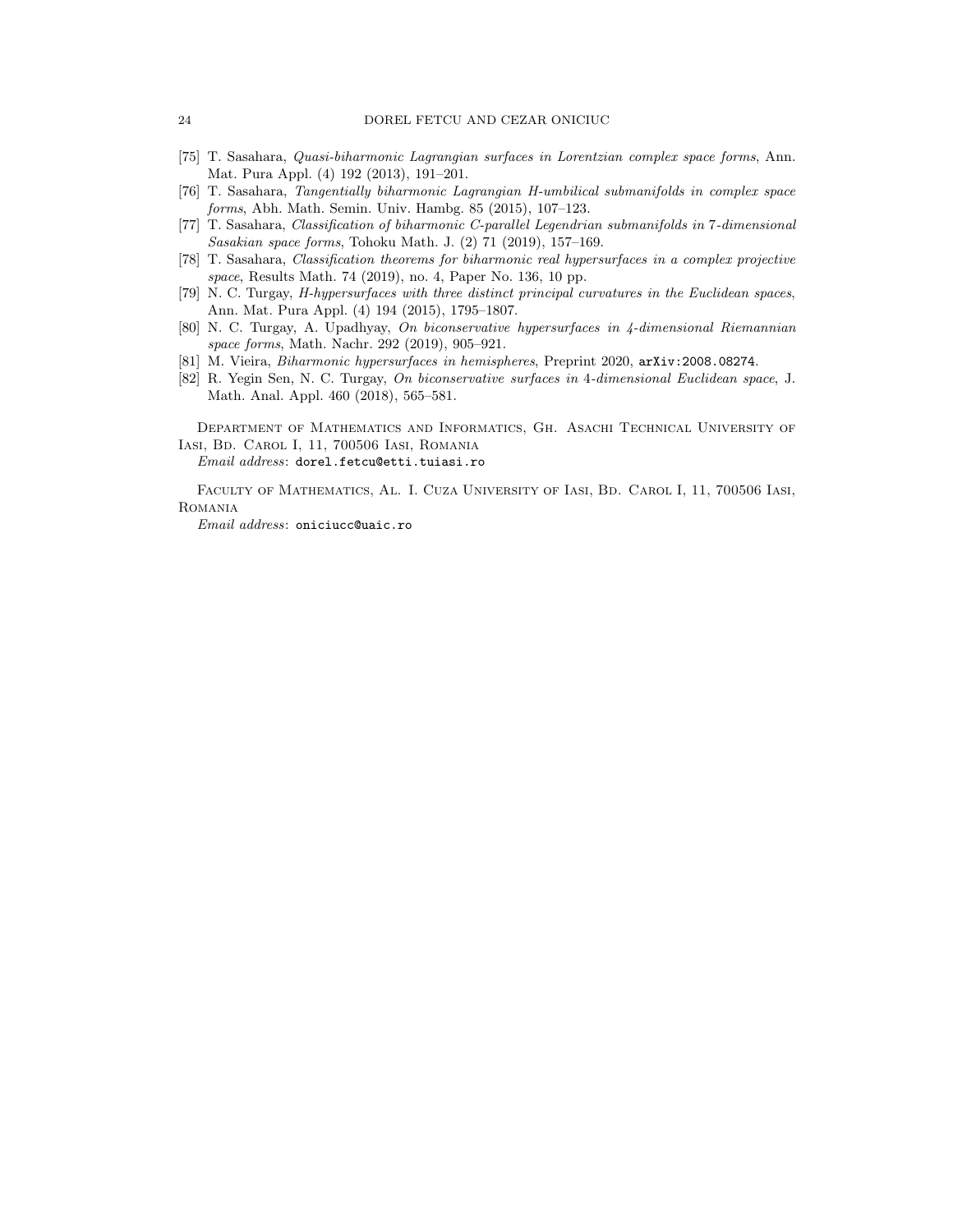[75] T. Sasahara, *Quasi-biharmonic Lagrangian surfaces in Lorentzian complex space forms*, Ann. Mat. Pura Appl. (4) 192 (2013), 191–201.

[76] T. Sasahara, *Tangentially biharmonic Lagrangian H-umbilical submanifolds in complex space forms*, Abh. Math. Semin. Univ. Hambg. 85 (2015), 107–123.

[77] T. Sasahara, *Classification of biharmonic C-parallel Legendrian submanifolds in 7-dimensional Sasakian space forms*, Tohoku Math. J. (2) 71 (2019), 157–169.

[78] T. Sasahara, *Classification theorems for biharmonic real hypersurfaces in a complex projective space*, Results Math. 74 (2019), no. 4, Paper No. 136, 10 pp.

[79] N. C. Turgay, *H-hypersurfaces with three distinct principal curvatures in the Euclidean spaces*, Ann. Mat. Pura Appl. (4) 194 (2015), 1795–1807.

[80] N. C. Turgay, A. Upadhyay, *On biconservative hypersurfaces in 4-dimensional Riemannian space forms*, Math. Nachr. 292 (2019), 905–921.

[81] M. Vieira, *Biharmonic hypersurfaces in hemispheres*, Preprint 2020, arXiv:2008.08274.

[82] R. Yegin Sen, N. C. Turgay, *On biconservative surfaces in 4-dimensional Euclidean space*, J. Math. Anal. Appl. 460 (2018), 565–581.

Department of Mathematics and Informatics, Gh. Asachi Technical University of Iasi, Bd. Carol I, 11, 700506 Iasi, Romania

*Email address*: dorel.fetcu@etti.tuiasi.ro

Faculty of Mathematics, Al. I. Cuza University of Iasi, Bd. Carol I, 11, 700506 Iasi, Romania

*Email address*: oniciucc@uaic.ro